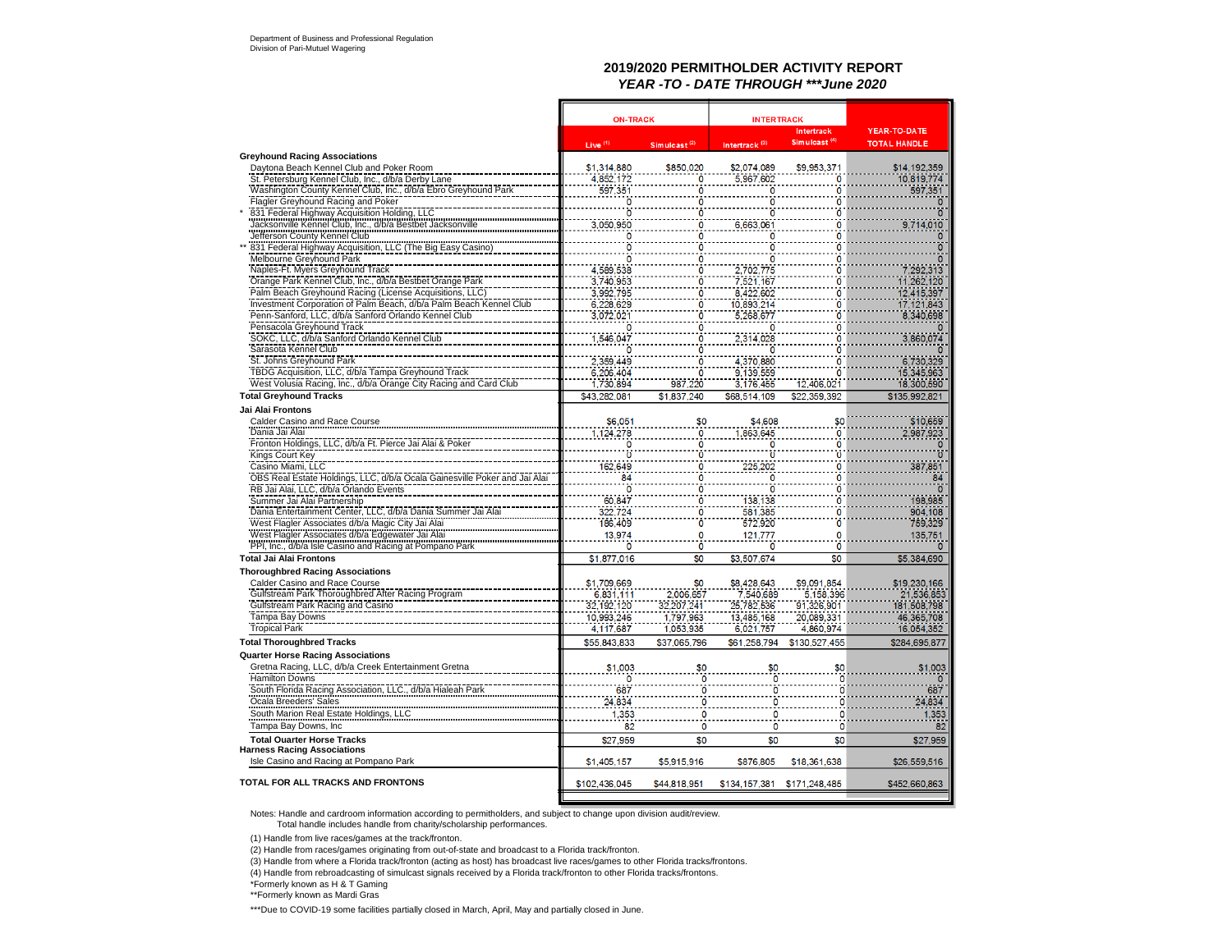Department of Business and Professional Regulation
Division of Pari-Mutuel Wagering

## 2019/2020 PERMITHOLDER ACTIVITY REPORT
### *YEAR -TO - DATE THROUGH ***June 2020*

| | ON-TRACK | | INTERTRACK | | |
|---|---|---|---|---|---|
| | Live [1] | Simulcast [2] | Intertrack [3] | Intertrack Simulcast [4] | YEAR-TO-DATE TOTAL HANDLE |
| **Greyhound Racing Associations** | | | | | |
| Daytona Beach Kennel Club and Poker Room | $1,314,880 | $850,020 | $2,074,089 | $9,953,371 | $14,192,359 |
| St. Petersburg Kennel Club, Inc., d/b/a Derby Lane | 4,852,172 | 0 | 5,967,602 | 0 | 10,819,774 |
| Washington County Kennel Club, Inc., d/b/a Ebro Greyhound Park | 597,351 | 0 | 0 | 0 | 597,351 |
| Flagler Greyhound Racing and Poker | 0 | 0 | 0 | 0 | 0 |
| * 831 Federal Highway Acquisition Holding, LLC | 0 | 0 | 0 | 0 | 0 |
| Jacksonville Kennel Club, Inc., d/b/a Bestbet Jacksonville | 3,050,950 | 0 | 6,663,061 | 0 | 9,714,010 |
| Jefferson County Kennel Club | 0 | 0 | 0 | 0 | 0 |
| ** 831 Federal Highway Acquisition, LLC (The Big Easy Casino) | 0 | 0 | 0 | 0 | 0 |
| Melbourne Greyhound Park | 0 | 0 | 0 | 0 | 0 |
| Naples-Ft. Myers Greyhound Track | 4,589,538 | 0 | 2,702,775 | 0 | 7,292,313 |
| Orange Park Kennel Club, Inc., d/b/a Bestbet Orange Park | 3,740,953 | 0 | 7,521,167 | 0 | 11,262,120 |
| Palm Beach Greyhound Racing (License Acquisitions, LLC) | 3,992,795 | 0 | 8,422,602 | 0 | 12,415,397 |
| Investment Corporation of Palm Beach, d/b/a Palm Beach Kennel Club | 6,228,629 | 0 | 10,893,214 | 0 | 17,121,843 |
| Penn-Sanford, LLC, d/b/a Sanford Orlando Kennel Club | 3,072,021 | 0 | 5,268,677 | 0 | 8,340,698 |
| Pensacola Greyhound Track | 0 | 0 | 0 | 0 | 0 |
| SOKC, LLC, d/b/a Sanford Orlando Kennel Club | 1,546,047 | 0 | 2,314,028 | 0 | 3,860,074 |
| Sarasota Kennel Club | 0 | 0 | 0 | 0 | 0 |
| St. Johns Greyhound Park | 2,359,449 | 0 | 4,370,880 | 0 | 6,730,329 |
| TBDG Acquisition, LLC, d/b/a Tampa Greyhound Track | 6,206,404 | 0 | 9,139,559 | 0 | 15,345,963 |
| West Volusia Racing, Inc., d/b/a Orange City Racing and Card Club | 1,730,894 | 987,220 | 3,176,455 | 12,406,021 | 18,300,590 |
| **Total Greyhound Tracks** | $43,282,081 | $1,837,240 | $68,514,109 | $22,359,392 | $135,992,821 |
| **Jai Alai Frontons** | | | | | |
| Calder Casino and Race Course | $6,051 | $0 | $4,608 | $0 | $10,659 |
| Dania Jai Alai | 1,124,278 | 0 | 1,863,645 | 0 | 2,987,923 |
| Fronton Holdings, LLC, d/b/a Ft. Pierce Jai Alai & Poker | 0 | 0 | 0 | 0 | 0 |
| Kings Court Key | 0 | 0 | 0 | 0 | 0 |
| Casino Miami, LLC | 162,649 | 0 | 225,202 | 0 | 387,851 |
| OBS Real Estate Holdings, LLC, d/b/a Ocala Gainesville Poker and Jai Alai | 84 | 0 | 0 | 0 | 84 |
| RB Jai Alai, LLC, d/b/a Orlando Events | 0 | 0 | 0 | 0 | 0 |
| Summer Jai Alai Partnership | 60,847 | 0 | 138,138 | 0 | 198,985 |
| Dania Entertainment Center, LLC, d/b/a Dania Summer Jai Alai | 322,724 | 0 | 581,385 | 0 | 904,108 |
| West Flagler Associates d/b/a Magic City Jai Alai | 186,409 | 0 | 572,920 | 0 | 759,329 |
| West Flagler Associates d/b/a Edgewater Jai Alai | 13,974 | 0 | 121,777 | 0 | 135,751 |
| PPI, Inc., d/b/a Isle Casino and Racing at Pompano Park | 0 | 0 | 0 | 0 | 0 |
| **Total Jai Alai Frontons** | $1,877,016 | $0 | $3,507,674 | $0 | $5,384,690 |
| **Thoroughbred Racing Associations** | | | | | |
| Calder Casino and Race Course | $1,709,669 | $0 | $8,428,643 | $9,091,854 | $19,230,166 |
| Gulfstream Park Thoroughbred After Racing Program | 6,831,111 | 2,006,657 | 7,540,689 | 5,158,396 | 21,536,853 |
| Gulfstream Park Racing and Casino | 32,192,120 | 32,207,241 | 25,782,536 | 91,326,901 | 181,508,798 |
| Tampa Bay Downs | 10,993,246 | 1,797,963 | 13,485,168 | 20,089,331 | 46,365,708 |
| Tropical Park | 4,117,687 | 1,053,935 | 6,021,757 | 4,860,974 | 16,054,352 |
| **Total Thoroughbred Tracks** | $55,843,833 | $37,065,796 | $61,258,794 | $130,527,455 | $284,695,877 |
| **Quarter Horse Racing Associations** | | | | | |
| Gretna Racing, LLC, d/b/a Creek Entertainment Gretna | $1,003 | $0 | $0 | $0 | $1,003 |
| Hamilton Downs | 0 | 0 | 0 | 0 | 0 |
| South Florida Racing Association, LLC., d/b/a Hialeah Park | 687 | 0 | 0 | 0 | 687 |
| Ocala Breeders' Sales | 24,834 | 0 | 0 | 0 | 24,834 |
| South Marion Real Estate Holdings, LLC | 1,353 | 0 | 0 | 0 | 1,353 |
| Tampa Bay Downs, Inc | 82 | 0 | 0 | 0 | 82 |
| **Total Ouarter Horse Tracks** | $27,959 | $0 | $0 | $0 | $27,959 |
| **Harness Racing Associations** | | | | | |
| Isle Casino and Racing at Pompano Park | $1,405,157 | $5,915,916 | $876,805 | $18,361,638 | $26,559,516 |
| **TOTAL FOR ALL TRACKS AND FRONTONS** | $102,436,045 | $44,818,951 | $134,157,381 | $171,248,485 | $452,660,863 |

Notes: Handle and cardroom information according to permitholders, and subject to change upon division audit/review.
Total handle includes handle from charity/scholarship performances.

(1) Handle from live races/games at the track/fronton.

(2) Handle from races/games originating from out-of-state and broadcast to a Florida track/fronton.

(3) Handle from where a Florida track/fronton (acting as host) has broadcast live races/games to other Florida tracks/frontons.

(4) Handle from rebroadcasting of simulcast signals received by a Florida track/fronton to other Florida tracks/frontons.

*Formerly known as H & T Gaming

**Formerly known as Mardi Gras

***Due to COVID-19 some facilities partially closed in March, April, May and partially closed in June.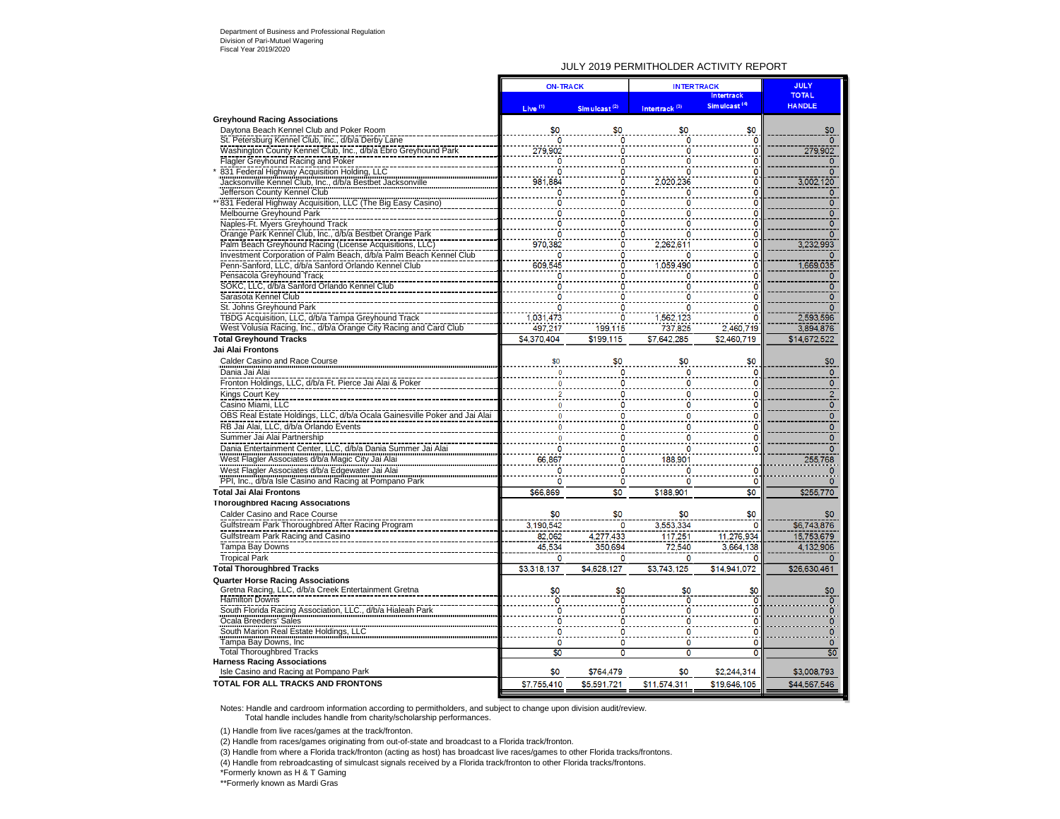Department of Business and Professional Regulation
Division of Pari-Mutuel Wagering
Fiscal Year 2019/2020

## JULY 2019 PERMITHOLDER ACTIVITY REPORT

| | ON-TRACK | | INTERTRACK | | JULY TOTAL HANDLE |
|---|---|---|---|---|---|
| | Live (1) | Simulcast (2) | Intertrack (3) | Intertrack Simulcast (4) | |
| **Greyhound Racing Associations** | | | | | |
| Daytona Beach Kennel Club and Poker Room | $0 | $0 | $0 | $0 | $0 |
| St. Petersburg Kennel Club, Inc., d/b/a Derby Lane | 0 | 0 | 0 | 0 | 0 |
| Washington County Kennel Club, Inc., d/b/a Ebro Greyhound Park | 279,902 | 0 | 0 | 0 | 279,902 |
| Flagler Greyhound Racing and Poker | 0 | 0 | 0 | 0 | 0 |
| * 831 Federal Highway Acquisition Holding, LLC | 0 | 0 | 0 | 0 | 0 |
| Jacksonville Kennel Club, Inc., d/b/a Bestbet Jacksonville | 981,884 | 0 | 2,020,236 | 0 | 3,002,120 |
| Jefferson County Kennel Club | 0 | 0 | 0 | 0 | 0 |
| ** 831 Federal Highway Acquisition, LLC (The Big Easy Casino) | 0 | 0 | 0 | 0 | 0 |
| Melbourne Greyhound Park | 0 | 0 | 0 | 0 | 0 |
| Naples-Ft. Myers Greyhound Track | 0 | 0 | 0 | 0 | 0 |
| Orange Park Kennel Club, Inc., d/b/a Bestbet Orange Park | 0 | 0 | 0 | 0 | 0 |
| Palm Beach Greyhound Racing (License Acquisitions, LLC) | 970,382 | 0 | 2,262,611 | 0 | 3,232,993 |
| Investment Corporation of Palm Beach, d/b/a Palm Beach Kennel Club | 0 | 0 | 0 | 0 | 0 |
| Penn-Sanford, LLC, d/b/a Sanford Orlando Kennel Club | 609,545 | 0 | 1,059,490 | 0 | 1,669,035 |
| Pensacola Greyhound Track | 0 | 0 | 0 | 0 | 0 |
| SOKC, LLC, d/b/a Sanford Orlando Kennel Club | 0 | 0 | 0 | 0 | 0 |
| Sarasota Kennel Club | 0 | 0 | 0 | 0 | 0 |
| St. Johns Greyhound Park | 0 | 0 | 0 | 0 | 0 |
| TBDG Acquisition, LLC, d/b/a Tampa Greyhound Track | 1,031,473 | 0 | 1,562,123 | 0 | 2,593,596 |
| West Volusia Racing, Inc., d/b/a Orange City Racing and Card Club | 497,217 | 199,115 | 737,825 | 2,460,719 | 3,894,876 |
| **Total Greyhound Tracks** | $4,370,404 | $199,115 | $7,642,285 | $2,460,719 | $14,672,522 |
| **Jai Alai Frontons** | | | | | |
| Calder Casino and Race Course | $0 | $0 | $0 | $0 | $0 |
| Dania Jai Alai | 0 | 0 | 0 | 0 | 0 |
| Fronton Holdings, LLC, d/b/a Ft. Pierce Jai Alai & Poker | 0 | 0 | 0 | 0 | 0 |
| Kings Court Key | 2 | 0 | 0 | 0 | 2 |
| Casino Miami, LLC | 0 | 0 | 0 | 0 | 0 |
| OBS Real Estate Holdings, LLC, d/b/a Ocala Gainesville Poker and Jai Alai | 0 | 0 | 0 | 0 | 0 |
| RB Jai Alai, LLC, d/b/a Orlando Events | 0 | 0 | 0 | 0 | 0 |
| Summer Jai Alai Partnership | 0 | 0 | 0 | 0 | 0 |
| Dania Entertainment Center, LLC, d/b/a Dania Summer Jai Alai | 0 | 0 | 0 | 0 | 0 |
| West Flagler Associates d/b/a Magic City Jai Alai | 66,867 | 0 | 188,901 | | 255,768 |
| West Flagler Associates d/b/a Edgewater Jai Alai | 0 | 0 | 0 | 0 | 0 |
| PPI, Inc., d/b/a Isle Casino and Racing at Pompano Park | 0 | 0 | 0 | 0 | 0 |
| **Total Jai Alai Frontons** | $66,869 | $0 | $188,901 | $0 | $255,770 |
| **Thoroughbred Racing Associations** | | | | | |
| Calder Casino and Race Course | $0 | $0 | $0 | $0 | $0 |
| Gulfstream Park Thoroughbred After Racing Program | 3,190,542 | 0 | 3,553,334 | 0 | $6,743,876 |
| Gulfstream Park Racing and Casino | 82,062 | 4,277,433 | 117,251 | 11,276,934 | 15,753,679 |
| Tampa Bay Downs | 45,534 | 350,694 | 72,540 | 3,664,138 | 4,132,906 |
| Tropical Park | 0 | 0 | 0 | 0 | 0 |
| **Total Thoroughbred Tracks** | $3,318,137 | $4,628,127 | $3,743,125 | $14,941,072 | $26,630,461 |
| **Quarter Horse Racing Associations** | | | | | |
| Gretna Racing, LLC, d/b/a Creek Entertainment Gretna | $0 | $0 | $0 | $0 | $0 |
| Hamilton Downs | 0 | 0 | 0 | 0 | 0 |
| South Florida Racing Association, LLC., d/b/a Hialeah Park | 0 | 0 | 0 | 0 | 0 |
| Ocala Breeders' Sales | 0 | 0 | 0 | 0 | 0 |
| South Marion Real Estate Holdings, LLC | 0 | 0 | 0 | 0 | 0 |
| Tampa Bay Downs, Inc | 0 | 0 | 0 | 0 | 0 |
| Total Thoroughbred Tracks | $0 | 0 | 0 | 0 | $0 |
| **Harness Racing Associations** | | | | | |
| Isle Casino and Racing at Pompano Park | $0 | $764,479 | $0 | $2,244,314 | $3,008,793 |
| **TOTAL FOR ALL TRACKS AND FRONTONS** | $7,755,410 | $5,591,721 | $11,574,311 | $19,646,105 | $44,567,546 |

Notes: Handle and cardroom information according to permitholders, and subject to change upon division audit/review.
Total handle includes handle from charity/scholarship performances.

(1) Handle from live races/games at the track/fronton.

(2) Handle from races/games originating from out-of-state and broadcast to a Florida track/fronton.

(3) Handle from where a Florida track/fronton (acting as host) has broadcast live races/games to other Florida tracks/frontons.

(4) Handle from rebroadcasting of simulcast signals received by a Florida track/fronton to other Florida tracks/frontons.

*Formerly known as H & T Gaming

**Formerly known as Mardi Gras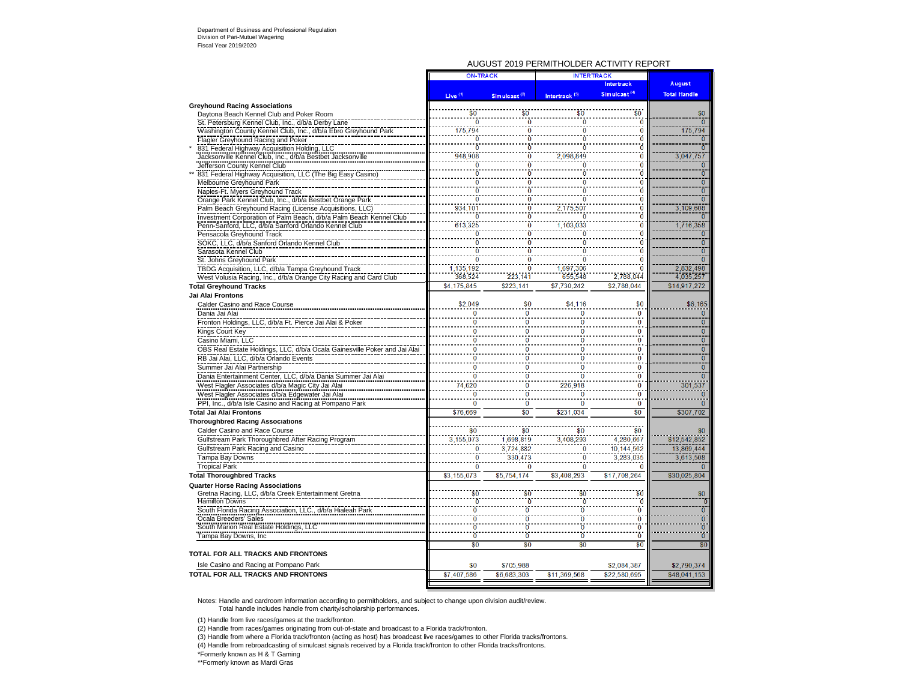Department of Business and Professional Regulation
Division of Pari-Mutuel Wagering
Fiscal Year 2019/2020

## AUGUST 2019 PERMITHOLDER ACTIVITY REPORT

| | ON-TRACK | | INTERTRACK | | |
|---|---|---|---|---|---|
| | Live [1] | Simulcast [2] | Intertrack [3] | Intertrack Simulcast [4] | August Total Handle |
| **Greyhound Racing Associations** | | | | | |
| Daytona Beach Kennel Club and Poker Room | $0 | $0 | $0 | $0 | $0 |
| St. Petersburg Kennel Club, Inc., d/b/a Derby Lane | 0 | 0 | 0 | 0 | 0 |
| Washington County Kennel Club, Inc., d/b/a Ebro Greyhound Park | 175,794 | 0 | 0 | 0 | 175,794 |
| Flagler Greyhound Racing and Poker | 0 | 0 | 0 | 0 | 0 |
| * 831 Federal Highway Acquisition Holding, LLC | 0 | 0 | 0 | 0 | 0 |
| Jacksonville Kennel Club, Inc., d/b/a Bestbet Jacksonville | 948,908 | 0 | 2,098,849 | 0 | 3,047,757 |
| Jefferson County Kennel Club | 0 | 0 | 0 | 0 | 0 |
| ** 831 Federal Highway Acquisition, LLC (The Big Easy Casino) | 0 | 0 | 0 | 0 | 0 |
| Melbourne Greyhound Park | 0 | 0 | 0 | 0 | 0 |
| Naples-Ft. Myers Greyhound Track | 0 | 0 | 0 | 0 | 0 |
| Orange Park Kennel Club, Inc., d/b/a Bestbet Orange Park | 0 | 0 | 0 | 0 | 0 |
| Palm Beach Greyhound Racing (License Acquisitions, LLC) | 934,101 | 0 | 2,175,507 | 0 | 3,109,608 |
| Investment Corporation of Palm Beach, d/b/a Palm Beach Kennel Club | 0 | 0 | 0 | 0 | 0 |
| Penn-Sanford, LLC, d/b/a Sanford Orlando Kennel Club | 613,325 | 0 | 1,103,033 | 0 | 1,716,358 |
| Pensacola Greyhound Track | 0 | 0 | 0 | 0 | 0 |
| SOKC, LLC, d/b/a Sanford Orlando Kennel Club | 0 | 0 | 0 | 0 | 0 |
| Sarasota Kennel Club | 0 | 0 | 0 | 0 | 0 |
| St. Johns Greyhound Park | 0 | 0 | 0 | 0 | 0 |
| TBDG Acquisition, LLC, d/b/a Tampa Greyhound Track | 1,135,192 | 0 | 1,697,306 | 0 | 2,832,498 |
| West Volusia Racing, Inc., d/b/a Orange City Racing and Card Club | 368,524 | 223,141 | 655,548 | 2,788,044 | 4,035,257 |
| **Total Greyhound Tracks** | $4,175,845 | $223,141 | $7,730,242 | $2,788,044 | $14,917,272 |
| **Jai Alai Frontons** | | | | | |
| Calder Casino and Race Course | $2,049 | $0 | $4,116 | $0 | $6,165 |
| Dania Jai Alai | 0 | 0 | 0 | 0 | 0 |
| Fronton Holdings, LLC, d/b/a Ft. Pierce Jai Alai & Poker | 0 | 0 | 0 | 0 | 0 |
| Kings Court Key | 0 | 0 | 0 | 0 | 0 |
| Casino Miami, LLC | 0 | 0 | 0 | 0 | 0 |
| OBS Real Estate Holdings, LLC, d/b/a Ocala Gainesville Poker and Jai Alai | 0 | 0 | 0 | 0 | 0 |
| RB Jai Alai, LLC, d/b/a Orlando Events | 0 | 0 | 0 | 0 | 0 |
| Summer Jai Alai Partnership | 0 | 0 | 0 | 0 | 0 |
| Dania Entertainment Center, LLC, d/b/a Dania Summer Jai Alai | 0 | 0 | 0 | 0 | 0 |
| West Flagler Associates d/b/a Magic City Jai Alai | 74,620 | 0 | 226,918 | 0 | 301,537 |
| West Flagler Associates d/b/a Edgewater Jai Alai | 0 | 0 | 0 | 0 | 0 |
| PPI, Inc., d/b/a Isle Casino and Racing at Pompano Park | 0 | 0 | 0 | 0 | 0 |
| **Total Jai Alai Frontons** | $76,669 | $0 | $231,034 | $0 | $307,702 |
| **Thoroughbred Racing Associations** | | | | | |
| Calder Casino and Race Course | $0 | $0 | $0 | $0 | $0 |
| Gulfstream Park Thoroughbred After Racing Program | 3,155,073 | 1,698,819 | 3,408,293 | 4,280,667 | $12,542,852 |
| Gulfstream Park Racing and Casino | 0 | 3,724,882 | 0 | 10,144,562 | 13,869,444 |
| Tampa Bay Downs | 0 | 330,473 | 0 | 3,283,035 | 3,613,508 |
| Tropical Park | 0 | 0 | 0 | 0 | 0 |
| **Total Thoroughbred Tracks** | $3,155,073 | $5,754,174 | $3,408,293 | $17,708,264 | $30,025,804 |
| **Quarter Horse Racing Associations** | | | | | |
| Gretna Racing, LLC, d/b/a Creek Entertainment Gretna | $0 | $0 | $0 | $0 | $0 |
| Hamilton Downs | 0 | 0 | 0 | 0 | 0 |
| South Florida Racing Association, LLC., d/b/a Hialeah Park | 0 | 0 | 0 | 0 | 0 |
| Ocala Breeders' Sales | 0 | 0 | 0 | 0 | 0 |
| South Marion Real Estate Holdings, LLC | 0 | 0 | 0 | 0 | 0 |
| Tampa Bay Downs, Inc | 0 | 0 | 0 | 0 | 0 |
| | $0 | $0 | $0 | $0 | $0 |
| **TOTAL FOR ALL TRACKS AND FRONTONS** | | | | | |
| Isle Casino and Racing at Pompano Park | $0 | $705,988 | | $2,084,387 | $2,790,374 |
| **TOTAL FOR ALL TRACKS AND FRONTONS** | $7,407,586 | $6,683,303 | $11,369,568 | $22,580,695 | $48,041,153 |

Notes: Handle and cardroom information according to permitholders, and subject to change upon division audit/review.
Total handle includes handle from charity/scholarship performances.

(1) Handle from live races/games at the track/fronton.

(2) Handle from races/games originating from out-of-state and broadcast to a Florida track/fronton.

(3) Handle from where a Florida track/fronton (acting as host) has broadcast live races/games to other Florida tracks/frontons.

(4) Handle from rebroadcasting of simulcast signals received by a Florida track/fronton to other Florida tracks/frontons.

*Formerly known as H & T Gaming

**Formerly known as Mardi Gras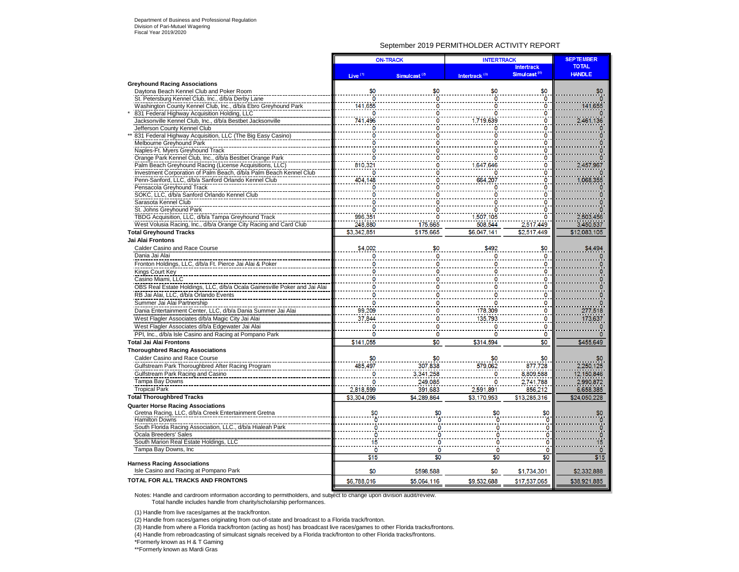Department of Business and Professional Regulation
Division of Pari-Mutuel Wagering
Fiscal Year 2019/2020

## September 2019 PERMITHOLDER ACTIVITY REPORT

| | ON-TRACK | | INTERTRACK | | SEPTEMBER TOTAL HANDLE |
|---|---|---|---|---|---|
| | Live (1) | Simulcast (2) | Intertrack (3) | Intertrack Simulcast (4) | |
| **Greyhound Racing Associations** | | | | | |
| Daytona Beach Kennel Club and Poker Room | $0 | $0 | $0 | $0 | $0 |
| St. Petersburg Kennel Club, Inc., d/b/a Derby Lane | 0 | 0 | 0 | 0 | 0 |
| Washington County Kennel Club, Inc., d/b/a Ebro Greyhound Park | 141,655 | 0 | 0 | 0 | 141,655 |
| * 831 Federal Highway Acquisition Holding, LLC | 0 | 0 | 0 | 0 | 0 |
| Jacksonville Kennel Club, Inc., d/b/a Bestbet Jacksonville | 741,496 | 0 | 1,719,639 | 0 | 2,461,136 |
| Jefferson County Kennel Club | 0 | 0 | 0 | 0 | 0 |
| ** 831 Federal Highway Acquisition, LLC (The Big Easy Casino) | 0 | 0 | 0 | 0 | 0 |
| Melbourne Greyhound Park | 0 | 0 | 0 | 0 | 0 |
| Naples-Ft. Myers Greyhound Track | 0 | 0 | 0 | 0 | 0 |
| Orange Park Kennel Club, Inc., d/b/a Bestbet Orange Park | 0 | 0 | 0 | 0 | 0 |
| Palm Beach Greyhound Racing (License Acquisitions, LLC) | 810,321 | 0 | 1,647,646 | 0 | 2,457,967 |
| Investment Corporation of Palm Beach, d/b/a Palm Beach Kennel Club | 0 | 0 | 0 | 0 | 0 |
| Penn-Sanford, LLC, d/b/a Sanford Orlando Kennel Club | 404,148 | 0 | 664,207 | 0 | 1,068,355 |
| Pensacola Greyhound Track | 0 | 0 | 0 | 0 | 0 |
| SOKC, LLC, d/b/a Sanford Orlando Kennel Club | 0 | 0 | 0 | 0 | 0 |
| Sarasota Kennel Club | 0 | 0 | 0 | 0 | 0 |
| St. Johns Greyhound Park | 0 | 0 | 0 | 0 | 0 |
| TBDG Acquisition, LLC, d/b/a Tampa Greyhound Track | 996,351 | 0 | 1,507,105 | 0 | 2,503,456 |
| West Volusia Racing, Inc., d/b/a Orange City Racing and Card Club | 248,880 | 175,665 | 508,544 | 2,517,449 | 3,450,537 |
| **Total Greyhound Tracks** | $3,342,851 | $175,665 | $6,047,141 | $2,517,449 | $12,083,105 |
| **Jai Alai Frontons** | | | | | |
| Calder Casino and Race Course | $4,002 | $0 | $492 | $0 | $4,494 |
| Dania Jai Alai | 0 | 0 | 0 | 0 | 0 |
| Fronton Holdings, LLC, d/b/a Ft. Pierce Jai Alai & Poker | 0 | 0 | 0 | 0 | 0 |
| Kings Court Key | 0 | 0 | 0 | 0 | 0 |
| Casino Miami, LLC | 0 | 0 | 0 | 0 | 0 |
| OBS Real Estate Holdings, LLC, d/b/a Ocala Gainesville Poker and Jai Alai | 0 | 0 | 0 | 0 | 0 |
| RB Jai Alai, LLC, d/b/a Orlando Events | 0 | 0 | 0 | 0 | 0 |
| Summer Jai Alai Partnership | 0 | 0 | 0 | 0 | 0 |
| Dania Entertainment Center, LLC, d/b/a Dania Summer Jai Alai | 99,209 | 0 | 178,309 | 0 | 277,518 |
| West Flagler Associates d/b/a Magic City Jai Alai | 37,844 | 0 | 135,793 | 0 | 173,637 |
| West Flagler Associates d/b/a Edgewater Jai Alai | 0 | 0 | 0 | 0 | 0 |
| PPI, Inc., d/b/a Isle Casino and Racing at Pompano Park | 0 | 0 | 0 | 0 | 0 |
| **Total Jai Alai Frontons** | $141,055 | $0 | $314,594 | $0 | $455,649 |
| **Thoroughbred Racing Associations** | | | | | |
| Calder Casino and Race Course | $0 | $0 | $0 | $0 | $0 |
| Gulfstream Park Thoroughbred After Racing Program | 485,497 | 307,838 | 579,062 | 877,728 | 2,250,125 |
| Gulfstream Park Racing and Casino | 0 | 3,341,258 | 0 | 8,809,588 | 12,150,846 |
| Tampa Bay Downs | 0 | 249,085 | 0 | 2,741,788 | 2,990,872 |
| Tropical Park | 2,818,599 | 391,683 | 2,591,891 | 856,212 | 6,658,385 |
| **Total Thoroughbred Tracks** | $3,304,096 | $4,289,864 | $3,170,953 | $13,285,316 | $24,050,228 |
| **Quarter Horse Racing Associations** | | | | | |
| Gretna Racing, LLC, d/b/a Creek Entertainment Gretna | $0 | $0 | $0 | $0 | $0 |
| Hamilton Downs | 0 | 0 | 0 | 0 | 0 |
| South Florida Racing Association, LLC., d/b/a Hialeah Park | 0 | 0 | 0 | 0 | 0 |
| Ocala Breeders' Sales | 0 | 0 | 0 | 0 | 0 |
| South Marion Real Estate Holdings, LLC | 15 | 0 | 0 | 0 | 15 |
| Tampa Bay Downs, Inc | 0 | 0 | 0 | 0 | 0 |
| | $15 | $0 | $0 | $0 | $15 |
| **Harness Racing Associations** | | | | | |
| Isle Casino and Racing at Pompano Park | $0 | $598,588 | $0 | $1,734,301 | $2,332,888 |
| **TOTAL FOR ALL TRACKS AND FRONTONS** | $6,788,016 | $5,064,116 | $9,532,688 | $17,537,065 | $38,921,885 |

Notes: Handle and cardroom information according to permitholders, and subject to change upon division audit/review.
Total handle includes handle from charity/scholarship performances.

(1) Handle from live races/games at the track/fronton.

(2) Handle from races/games originating from out-of-state and broadcast to a Florida track/fronton.

(3) Handle from where a Florida track/fronton (acting as host) has broadcast live races/games to other Florida tracks/frontons.

(4) Handle from rebroadcasting of simulcast signals received by a Florida track/fronton to other Florida tracks/frontons.

*Formerly known as H & T Gaming

**Formerly known as Mardi Gras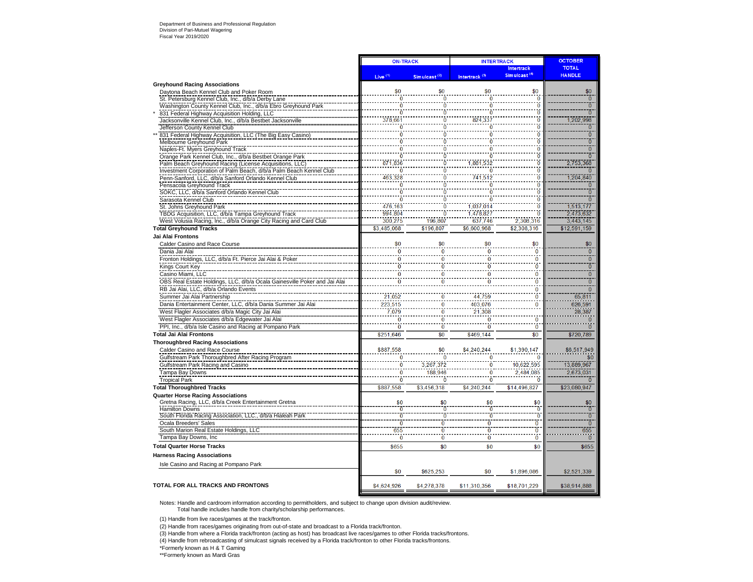Department of Business and Professional Regulation
Division of Pari-Mutuel Wagering
Fiscal Year 2019/2020

| | ON-TRACK | | INTERTRACK | | OCTOBER |
|---|---|---|---|---|---|
| | Live (1) | Simulcast (2) | Intertrack (3) | Intertrack Simulcast (4) | TOTAL HANDLE |
| **Greyhound Racing Associations** | | | | | |
| Daytona Beach Kennel Club and Poker Room | $0 | $0 | $0 | $0 | $0 |
| St. Petersburg Kennel Club, Inc., d/b/a Derby Lane | 0 | 0 | 0 | 0 | 0 |
| Washington County Kennel Club, Inc., d/b/a Ebro Greyhound Park | 0 | 0 | 0 | 0 | 0 |
| * 831 Federal Highway Acquisition Holding, LLC | 0 | 0 | 0 | 0 | 0 |
| Jacksonville Kennel Club, Inc., d/b/a Bestbet Jacksonville | 378,661 | 0 | 824,337 | 0 | 1,202,998 |
| Jefferson County Kennel Club | 0 | 0 | 0 | 0 | 0 |
| ** 831 Federal Highway Acquisition, LLC (The Big Easy Casino) | 0 | 0 | 0 | 0 | 0 |
| Melbourne Greyhound Park | 0 | 0 | 0 | 0 | 0 |
| Naples-Ft. Myers Greyhound Track | 0 | 0 | 0 | 0 | 0 |
| Orange Park Kennel Club, Inc., d/b/a Bestbet Orange Park | 0 | 0 | 0 | 0 | 0 |
| Palm Beach Greyhound Racing (License Acquisitions, LLC) | 871,836 | 0 | 1,881,532 | 0 | 2,753,368 |
| Investment Corporation of Palm Beach, d/b/a Palm Beach Kennel Club | 0 | 0 | 0 | 0 | 0 |
| Penn-Sanford, LLC, d/b/a Sanford Orlando Kennel Club | 463,328 | 0 | 741,512 | 0 | 1,204,840 |
| Pensacola Greyhound Track | 0 | 0 | 0 | 0 | 0 |
| SOKC, LLC, d/b/a Sanford Orlando Kennel Club | 0 | 0 | 0 | 0 | 0 |
| Sarasota Kennel Club | 0 | 0 | 0 | 0 | 0 |
| St. Johns Greyhound Park | 476,163 | 0 | 1,037,014 | 0 | 1,513,177 |
| TBDG Acquisition, LLC, d/b/a Tampa Greyhound Track | 994,804 | 0 | 1,478,827 | 0 | 2,473,632 |
| West Volusia Racing, Inc., d/b/a Orange City Racing and Card Club | 300,275 | 196,807 | 637,746 | 2,308,316 | 3,443,145 |
| **Total Greyhound Tracks** | $3,485,068 | $196,807 | $6,600,968 | $2,308,316 | $12,591,159 |
| **Jai Alai Frontons** | | | | | |
| Calder Casino and Race Course | $0 | $0 | $0 | $0 | $0 |
| Dania Jai Alai | 0 | 0 | 0 | 0 | 0 |
| Fronton Holdings, LLC, d/b/a Ft. Pierce Jai Alai & Poker | 0 | 0 | 0 | 0 | 0 |
| Kings Court Key | 0 | 0 | 0 | 0 | 0 |
| Casino Miami, LLC | 0 | 0 | 0 | 0 | 0 |
| OBS Real Estate Holdings, LLC, d/b/a Ocala Gainesville Poker and Jai Alai | 0 | 0 | 0 | 0 | 0 |
| RB Jai Alai, LLC, d/b/a Orlando Events | | | | 0 | 0 |
| Summer Jai Alai Partnership | 21,052 | 0 | 44,759 | 0 | 65,811 |
| Dania Entertainment Center, LLC, d/b/a Dania Summer Jai Alai | 223,515 | 0 | 403,076 | 0 | 626,591 |
| West Flagler Associates d/b/a Magic City Jai Alai | 7,079 | 0 | 21,308 | | 28,387 |
| West Flagler Associates d/b/a Edgewater Jai Alai | 0 | 0 | 0 | 0 | 0 |
| PPI, Inc., d/b/a Isle Casino and Racing at Pompano Park | 0 | 0 | 0 | 0 | 0 |
| **Total Jai Alai Frontons** | $251,646 | $0 | $469,144 | $0 | $720,789 |
| **Thoroughbred Racing Associations** | | | | | |
| Calder Casino and Race Course | $887,558 | $0 | $4,240,244 | $1,390,147 | $6,517,949 |
| Gulfstream Park Thoroughbred After Racing Program | 0 | | 0 | 0 | $0 |
| Gulfstream Park Racing and Casino | 0 | 3,267,372 | 0 | 10,622,595 | 13,889,967 |
| Tampa Bay Downs | 0 | 188,946 | 0 | 2,484,085 | 2,673,031 |
| Tropical Park | 0 | 0 | 0 | 0 | 0 |
| **Total Thoroughbred Tracks** | $887,558 | $3,456,318 | $4,240,244 | $14,496,827 | $23,080,947 |
| **Quarter Horse Racing Associations** | | | | | |
| Gretna Racing, LLC, d/b/a Creek Entertainment Gretna | $0 | $0 | $0 | $0 | $0 |
| Hamilton Downs | 0 | 0 | 0 | 0 | 0 |
| South Florida Racing Association, LLC., d/b/a Hialeah Park | 0 | 0 | 0 | 0 | 0 |
| Ocala Breeders' Sales | 0 | 0 | 0 | 0 | 0 |
| South Marion Real Estate Holdings, LLC | 655 | 0 | 0 | 0 | 655 |
| Tampa Bay Downs, Inc | 0 | 0 | 0 | 0 | 0 |
| **Total Quarter Horse Tracks** | $655 | $0 | $0 | $0 | $655 |
| **Harness Racing Associations** | | | | | |
| Isle Casino and Racing at Pompano Park | $0 | $625,253 | $0 | $1,896,086 | $2,521,339 |
| **TOTAL FOR ALL TRACKS AND FRONTONS** | $4,624,926 | $4,278,378 | $11,310,356 | $18,701,229 | $38,914,888 |

Notes: Handle and cardroom information according to permitholders, and subject to change upon division audit/review.
Total handle includes handle from charity/scholarship performances.

(1) Handle from live races/games at the track/fronton.

(2) Handle from races/games originating from out-of-state and broadcast to a Florida track/fronton.

(3) Handle from where a Florida track/fronton (acting as host) has broadcast live races/games to other Florida tracks/frontons.

(4) Handle from rebroadcasting of simulcast signals received by a Florida track/fronton to other Florida tracks/frontons.

*Formerly known as H & T Gaming

**Formerly known as Mardi Gras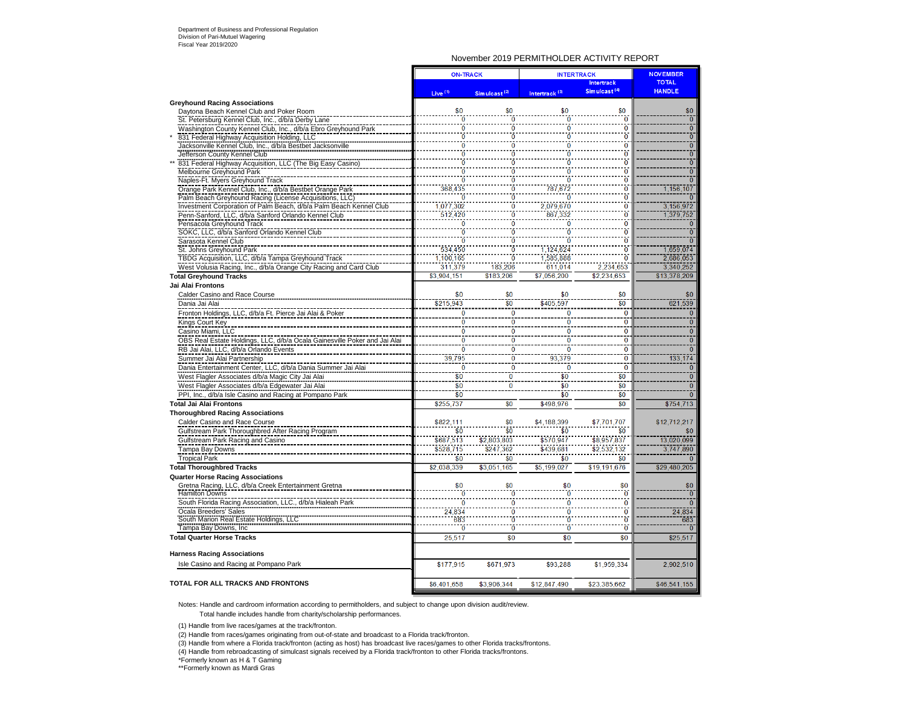Department of Business and Professional Regulation
Division of Pari-Mutuel Wagering
Fiscal Year 2019/2020

## November 2019 PERMITHOLDER ACTIVITY REPORT

| | ON-TRACK | | INTERTRACK | | NOVEMBER |
|---|---|---|---|---|---|
| | Live [(1)] | Simulcast [(2)] | Intertrack [(3)] | Intertrack Simulcast [(4)] | TOTAL HANDLE |
| **Greyhound Racing Associations** | | | | | |
| Daytona Beach Kennel Club and Poker Room | $0 | $0 | $0 | $0 | $0 |
| St. Petersburg Kennel Club, Inc., d/b/a Derby Lane | 0 | 0 | 0 | 0 | 0 |
| Washington County Kennel Club, Inc., d/b/a Ebro Greyhound Park | 0 | 0 | 0 | 0 | 0 |
| * 831 Federal Highway Acquisition Holding, LLC | 0 | 0 | 0 | 0 | 0 |
| Jacksonville Kennel Club, Inc., d/b/a Bestbet Jacksonville | 0 | 0 | 0 | 0 | 0 |
| Jefferson County Kennel Club | 0 | 0 | 0 | 0 | 0 |
| ** 831 Federal Highway Acquisition, LLC (The Big Easy Casino) | 0 | 0 | 0 | 0 | 0 |
| Melbourne Greyhound Park | 0 | 0 | 0 | 0 | 0 |
| Naples-Ft. Myers Greyhound Track | 0 | 0 | 0 | 0 | 0 |
| Orange Park Kennel Club, Inc., d/b/a Bestbet Orange Park | 368,435 | 0 | 787,672 | 0 | 1,156,107 |
| Palm Beach Greyhound Racing (License Acquisitions, LLC) | 0 | 0 | 0 | 0 | 0 |
| Investment Corporation of Palm Beach, d/b/a Palm Beach Kennel Club | 1,077,302 | 0 | 2,079,670 | 0 | 3,156,972 |
| Penn-Sanford, LLC, d/b/a Sanford Orlando Kennel Club | 512,420 | 0 | 867,332 | 0 | 1,379,752 |
| Pensacola Greyhound Track | 0 | 0 | 0 | 0 | 0 |
| SOKC, LLC, d/b/a Sanford Orlando Kennel Club | 0 | 0 | 0 | 0 | 0 |
| Sarasota Kennel Club | 0 | 0 | 0 | 0 | 0 |
| St. Johns Greyhound Park | 534,450 | 0 | 1,124,624 | 0 | 1,659,074 |
| TBDG Acquisition, LLC, d/b/a Tampa Greyhound Track | 1,100,165 | 0 | 1,585,888 | 0 | 2,686,053 |
| West Volusia Racing, Inc., d/b/a Orange City Racing and Card Club | 311,379 | 183,206 | 611,014 | 2,234,653 | 3,340,252 |
| **Total Greyhound Tracks** | $3,904,151 | $183,206 | $7,056,200 | $2,234,653 | $13,378,209 |
| **Jai Alai Frontons** | | | | | |
| Calder Casino and Race Course | $0 | $0 | $0 | $0 | $0 |
| Dania Jai Alai | $215,943 | $0 | $405,597 | $0 | 621,539 |
| Fronton Holdings, LLC, d/b/a Ft. Pierce Jai Alai & Poker | 0 | 0 | 0 | 0 | 0 |
| Kings Court Key | 0 | 0 | 0 | 0 | 0 |
| Casino Miami, LLC | 0 | 0 | 0 | 0 | 0 |
| OBS Real Estate Holdings, LLC, d/b/a Ocala Gainesville Poker and Jai Alai | 0 | 0 | 0 | 0 | 0 |
| RB Jai Alai, LLC, d/b/a Orlando Events | 0 | 0 | 0 | 0 | 0 |
| Summer Jai Alai Partnership | 39,795 | 0 | 93,379 | 0 | 133,174 |
| Dania Entertainment Center, LLC, d/b/a Dania Summer Jai Alai | 0 | 0 | 0 | 0 | 0 |
| West Flagler Associates d/b/a Magic City Jai Alai | $0 | 0 | $0 | $0 | 0 |
| West Flagler Associates d/b/a Edgewater Jai Alai | $0 | 0 | $0 | $0 | 0 |
| PPI, Inc., d/b/a Isle Casino and Racing at Pompano Park | $0 | | $0 | $0 | 0 |
| **Total Jai Alai Frontons** | $255,737 | $0 | $498,976 | $0 | $754,713 |
| **Thoroughbred Racing Associations** | | | | | |
| Calder Casino and Race Course | $822,111 | $0 | $4,188,399 | $7,701,707 | $12,712,217 |
| Gulfstream Park Thoroughbred After Racing Program | $0 | $0 | $0 | $0 | $0 |
| Gulfstream Park Racing and Casino | $687,513 | $2,803,803 | $570,947 | $8,957,837 | 13,020,099 |
| Tampa Bay Downs | $528,715 | $247,362 | $439,681 | $2,532,132 | 3,747,890 |
| Tropical Park | $0 | $0 | $0 | $0 | 0 |
| **Total Thoroughbred Tracks** | $2,038,339 | $3,051,165 | $5,199,027 | $19,191,676 | $29,480,205 |
| **Quarter Horse Racing Associations** | | | | | |
| Gretna Racing, LLC, d/b/a Creek Entertainment Gretna | $0 | $0 | $0 | $0 | $0 |
| Hamilton Downs | 0 | 0 | 0 | 0 | 0 |
| South Florida Racing Association, LLC., d/b/a Hialeah Park | 0 | 0 | 0 | 0 | 0 |
| Ocala Breeders' Sales | 24,834 | 0 | 0 | 0 | 24,834 |
| South Marion Real Estate Holdings, LLC | 683 | 0 | 0 | 0 | 683 |
| Tampa Bay Downs, Inc | 0 | 0 | 0 | 0 | 0 |
| **Total Quarter Horse Tracks** | 25,517 | $0 | $0 | $0 | $25,517 |
| **Harness Racing Associations** | | | | | |
| Isle Casino and Racing at Pompano Park | $177,915 | $671,973 | $93,288 | $1,959,334 | 2,902,510 |
| **TOTAL FOR ALL TRACKS AND FRONTONS** | $6,401,658 | $3,906,344 | $12,847,490 | $23,385,662 | $46,541,155 |

Notes: Handle and cardroom information according to permitholders, and subject to change upon division audit/review.
Total handle includes handle from charity/scholarship performances.

(1) Handle from live races/games at the track/fronton.
(2) Handle from races/games originating from out-of-state and broadcast to a Florida track/fronton.
(3) Handle from where a Florida track/fronton (acting as host) has broadcast live races/games to other Florida tracks/frontons.
(4) Handle from rebroadcasting of simulcast signals received by a Florida track/fronton to other Florida tracks/frontons.
*Formerly known as H & T Gaming
**Formerly known as Mardi Gras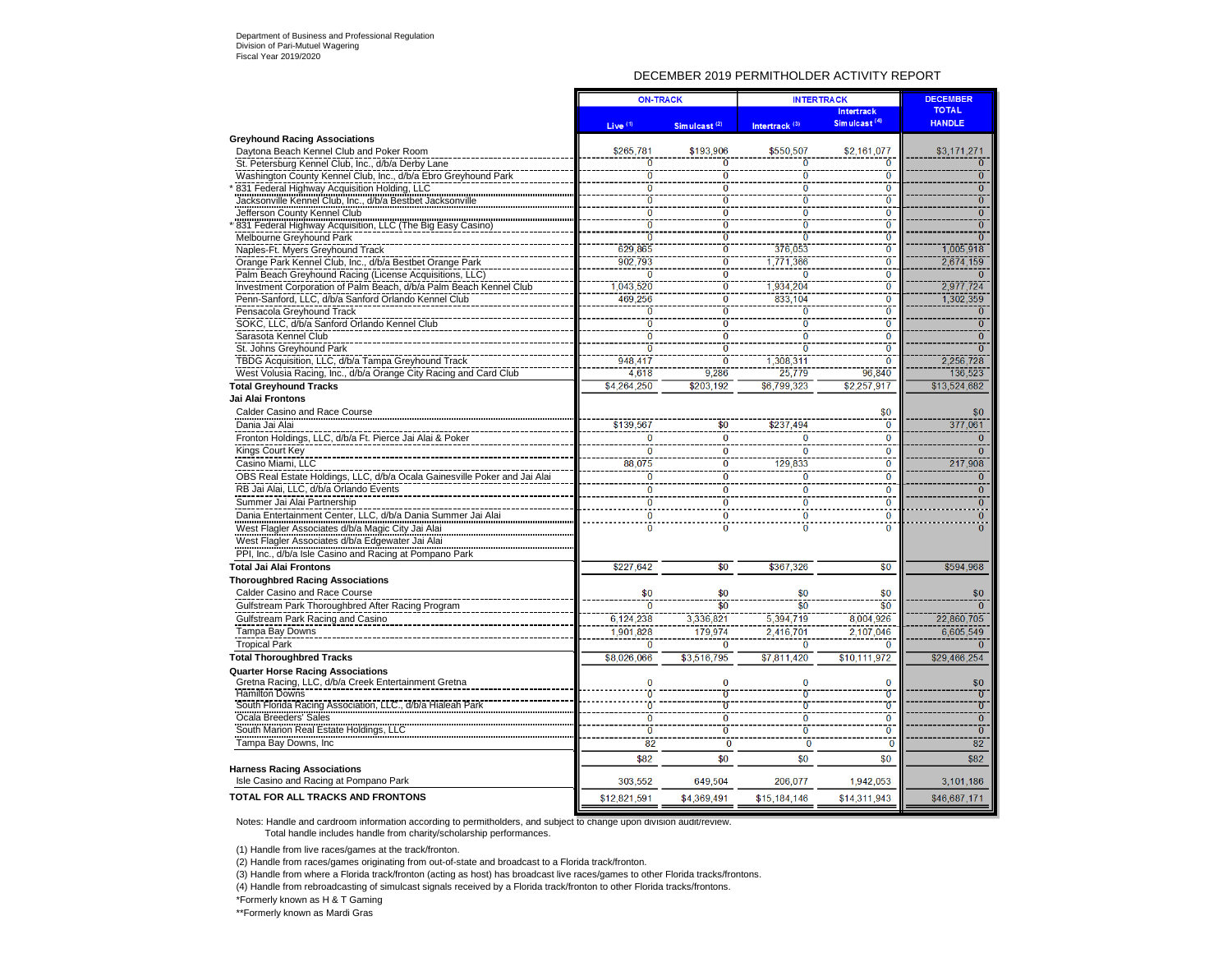Department of Business and Professional Regulation
Division of Pari-Mutuel Wagering
Fiscal Year 2019/2020

# DECEMBER 2019 PERMITHOLDER ACTIVITY REPORT

| | ON-TRACK | | INTERTRACK | | DECEMBER TOTAL HANDLE |
|---|---|---|---|---|---|
| | Live (1) | Simulcast (2) | Intertrack (3) | Intertrack Simulcast (4) | |
| **Greyhound Racing Associations** | | | | | |
| Daytona Beach Kennel Club and Poker Room | $265,781 | $193,906 | $550,507 | $2,161,077 | $3,171,271 |
| St. Petersburg Kennel Club, Inc., d/b/a Derby Lane | 0 | 0 | 0 | 0 | 0 |
| Washington County Kennel Club, Inc., d/b/a Ebro Greyhound Park | 0 | 0 | 0 | 0 | 0 |
| * 831 Federal Highway Acquisition Holding, LLC | 0 | 0 | 0 | 0 | 0 |
| Jacksonville Kennel Club, Inc., d/b/a Bestbet Jacksonville | 0 | 0 | 0 | 0 | 0 |
| Jefferson County Kennel Club | 0 | 0 | 0 | 0 | 0 |
| * 831 Federal Highway Acquisition, LLC (The Big Easy Casino) | 0 | 0 | 0 | 0 | 0 |
| Melbourne Greyhound Park | 0 | 0 | 0 | 0 | 0 |
| Naples-Ft. Myers Greyhound Track | 629,865 | 0 | 376,053 | 0 | 1,005,918 |
| Orange Park Kennel Club, Inc., d/b/a Bestbet Orange Park | 902,793 | 0 | 1,771,366 | 0 | 2,674,159 |
| Palm Beach Greyhound Racing (License Acquisitions, LLC) | 0 | 0 | 0 | 0 | 0 |
| Investment Corporation of Palm Beach, d/b/a Palm Beach Kennel Club | 1,043,520 | 0 | 1,934,204 | 0 | 2,977,724 |
| Penn-Sanford, LLC, d/b/a Sanford Orlando Kennel Club | 469,256 | 0 | 833,104 | 0 | 1,302,359 |
| Pensacola Greyhound Track | 0 | 0 | 0 | 0 | 0 |
| SOKC, LLC, d/b/a Sanford Orlando Kennel Club | 0 | 0 | 0 | 0 | 0 |
| Sarasota Kennel Club | 0 | 0 | 0 | 0 | 0 |
| St. Johns Greyhound Park | 0 | 0 | 0 | 0 | 0 |
| TBDG Acquisition, LLC, d/b/a Tampa Greyhound Track | 948,417 | 0 | 1,308,311 | 0 | 2,256,728 |
| West Volusia Racing, Inc., d/b/a Orange City Racing and Card Club | 4,618 | 9,286 | 25,779 | 96,840 | 136,523 |
| **Total Greyhound Tracks** | $4,264,250 | $203,192 | $6,799,323 | $2,257,917 | $13,524,682 |
| **Jai Alai Frontons** | | | | | |
| Calder Casino and Race Course | | | | $0 | $0 |
| Dania Jai Alai | $139,567 | $0 | $237,494 | 0 | 377,061 |
| Fronton Holdings, LLC, d/b/a Ft. Pierce Jai Alai & Poker | 0 | 0 | 0 | 0 | 0 |
| Kings Court Key | 0 | 0 | 0 | 0 | 0 |
| Casino Miami, LLC | 88,075 | 0 | 129,833 | 0 | 217,908 |
| OBS Real Estate Holdings, LLC, d/b/a Ocala Gainesville Poker and Jai Alai | 0 | 0 | 0 | 0 | 0 |
| RB Jai Alai, LLC, d/b/a Orlando Events | 0 | 0 | 0 | 0 | 0 |
| Summer Jai Alai Partnership | 0 | 0 | 0 | 0 | 0 |
| Dania Entertainment Center, LLC, d/b/a Dania Summer Jai Alai | 0 | 0 | 0 | 0 | 0 |
| West Flagler Associates d/b/a Magic City Jai Alai | 0 | 0 | 0 | 0 | 0 |
| West Flagler Associates d/b/a Edgewater Jai Alai | | | | | |
| PPI, Inc., d/b/a Isle Casino and Racing at Pompano Park | | | | | |
| **Total Jai Alai Frontons** | $227,642 | $0 | $367,326 | $0 | $594,968 |
| **Thoroughbred Racing Associations** | | | | | |
| Calder Casino and Race Course | $0 | $0 | $0 | $0 | $0 |
| Gulfstream Park Thoroughbred After Racing Program | 0 | $0 | $0 | $0 | 0 |
| Gulfstream Park Racing and Casino | 6,124,238 | 3,336,821 | 5,394,719 | 8,004,926 | 22,860,705 |
| Tampa Bay Downs | 1,901,828 | 179,974 | 2,416,701 | 2,107,046 | 6,605,549 |
| Tropical Park | 0 | 0 | 0 | 0 | 0 |
| **Total Thoroughbred Tracks** | $8,026,066 | $3,516,795 | $7,811,420 | $10,111,972 | $29,466,254 |
| **Quarter Horse Racing Associations** | | | | | |
| Gretna Racing, LLC, d/b/a Creek Entertainment Gretna | 0 | 0 | 0 | 0 | $0 |
| Hamilton Downs | 0 | 0 | 0 | 0 | 0 |
| South Florida Racing Association, LLC., d/b/a Hialeah Park | 0 | 0 | 0 | 0 | 0 |
| Ocala Breeders' Sales | 0 | 0 | 0 | 0 | 0 |
| South Marion Real Estate Holdings, LLC | 0 | 0 | 0 | 0 | 0 |
| Tampa Bay Downs, Inc | 82 | 0 | 0 | 0 | 82 |
| | $82 | $0 | $0 | $0 | $82 |
| **Harness Racing Associations** | | | | | |
| Isle Casino and Racing at Pompano Park | 303,552 | 649,504 | 206,077 | 1,942,053 | 3,101,186 |
| **TOTAL FOR ALL TRACKS AND FRONTONS** | $12,821,591 | $4,369,491 | $15,184,146 | $14,311,943 | $46,687,171 |

Notes: Handle and cardroom information according to permitholders, and subject to change upon division audit/review.
Total handle includes handle from charity/scholarship performances.

(1) Handle from live races/games at the track/fronton.

(2) Handle from races/games originating from out-of-state and broadcast to a Florida track/fronton.

(3) Handle from where a Florida track/fronton (acting as host) has broadcast live races/games to other Florida tracks/frontons.

(4) Handle from rebroadcasting of simulcast signals received by a Florida track/fronton to other Florida tracks/frontons.

*Formerly known as H & T Gaming

**Formerly known as Mardi Gras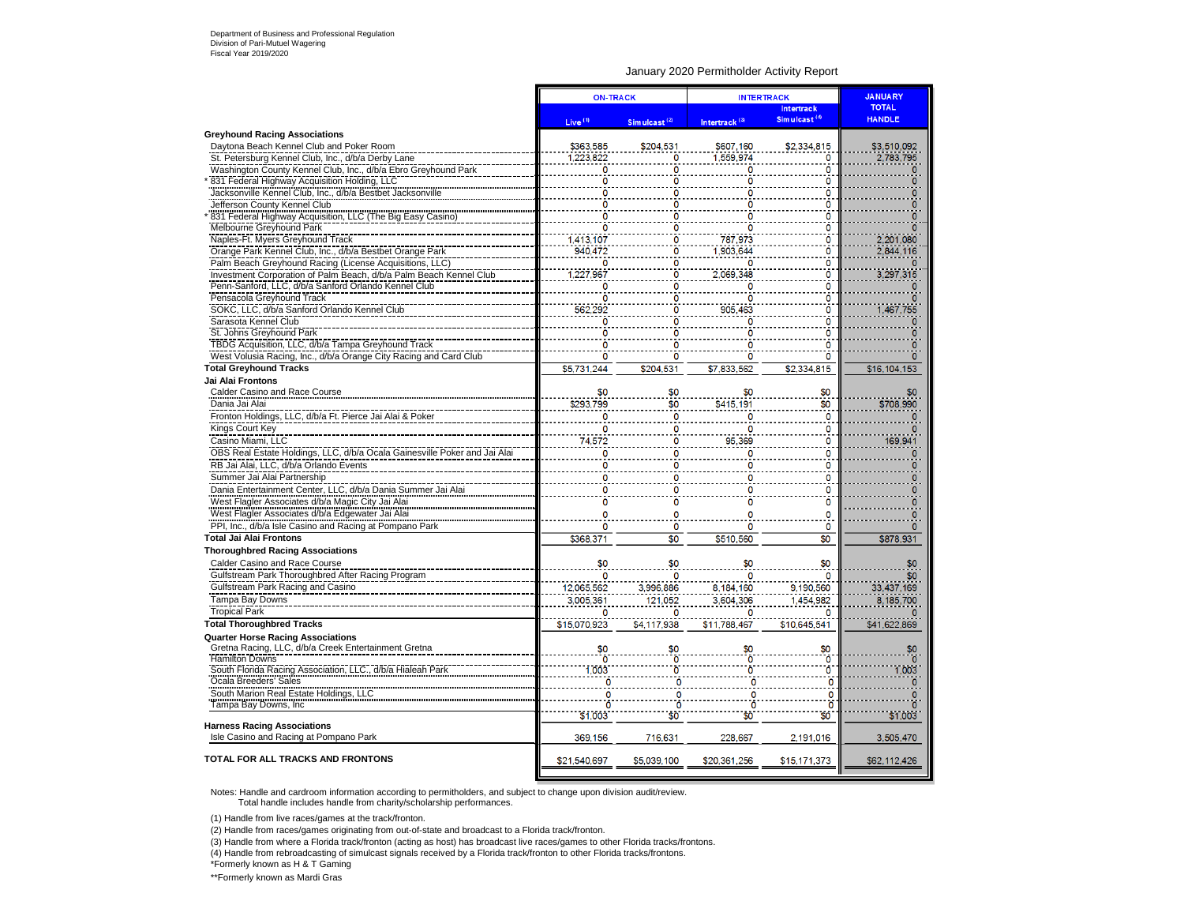Department of Business and Professional Regulation
Division of Pari-Mutuel Wagering
Fiscal Year 2019/2020

## January 2020 Permitholder Activity Report

| | ON-TRACK | | INTERTRACK | | JANUARY TOTAL HANDLE |
|---|---|---|---|---|---|
| | Live [1] | Simulcast [2] | Intertrack [3] | Intertrack Simulcast [4] | |
| **Greyhound Racing Associations** | | | | | |
| Daytona Beach Kennel Club and Poker Room | $363,585 | $204,531 | $607,160 | $2,334,815 | $3,510,092 |
| St. Petersburg Kennel Club, Inc., d/b/a Derby Lane | 1,223,822 | 0 | 1,559,974 | 0 | 2,783,796 |
| Washington County Kennel Club, Inc., d/b/a Ebro Greyhound Park | 0 | 0 | 0 | 0 | 0 |
| * 831 Federal Highway Acquisition Holding, LLC | 0 | 0 | 0 | 0 | 0 |
| Jacksonville Kennel Club, Inc., d/b/a Bestbet Jacksonville | 0 | 0 | 0 | 0 | 0 |
| Jefferson County Kennel Club | 0 | 0 | 0 | 0 | 0 |
| * 831 Federal Highway Acquisition, LLC (The Big Easy Casino) | 0 | 0 | 0 | 0 | 0 |
| Melbourne Greyhound Park | 0 | 0 | 0 | 0 | 0 |
| Naples-Ft. Myers Greyhound Track | 1,413,107 | 0 | 787,973 | 0 | 2,201,080 |
| Orange Park Kennel Club, Inc., d/b/a Bestbet Orange Park | 940,472 | 0 | 1,903,644 | 0 | 2,844,116 |
| Palm Beach Greyhound Racing (License Acquisitions, LLC) | 0 | 0 | 0 | 0 | 0 |
| Investment Corporation of Palm Beach, d/b/a Palm Beach Kennel Club | 1,227,967 | 0 | 2,069,348 | 0 | 3,297,315 |
| Penn-Sanford, LLC, d/b/a Sanford Orlando Kennel Club | 0 | 0 | 0 | 0 | 0 |
| Pensacola Greyhound Track | 0 | 0 | 0 | 0 | 0 |
| SOKC, LLC, d/b/a Sanford Orlando Kennel Club | 562,292 | 0 | 905,463 | 0 | 1,467,755 |
| Sarasota Kennel Club | 0 | 0 | 0 | 0 | 0 |
| St. Johns Greyhound Park | 0 | 0 | 0 | 0 | 0 |
| TBDG Acquisition, LLC, d/b/a Tampa Greyhound Track | 0 | 0 | 0 | 0 | 0 |
| West Volusia Racing, Inc., d/b/a Orange City Racing and Card Club | 0 | 0 | 0 | 0 | 0 |
| **Total Greyhound Tracks** | $5,731,244 | $204,531 | $7,833,562 | $2,334,815 | $16,104,153 |
| **Jai Alai Frontons** | | | | | |
| Calder Casino and Race Course | $0 | $0 | $0 | $0 | $0 |
| Dania Jai Alai | $293,799 | $0 | $415,191 | $0 | $708,990 |
| Fronton Holdings, LLC, d/b/a Ft. Pierce Jai Alai & Poker | 0 | 0 | 0 | 0 | 0 |
| Kings Court Key | 0 | 0 | 0 | 0 | 0 |
| Casino Miami, LLC | 74,572 | 0 | 95,369 | 0 | 169,941 |
| OBS Real Estate Holdings, LLC, d/b/a Ocala Gainesville Poker and Jai Alai | 0 | 0 | 0 | 0 | 0 |
| RB Jai Alai, LLC, d/b/a Orlando Events | 0 | 0 | 0 | 0 | 0 |
| Summer Jai Alai Partnership | 0 | 0 | 0 | 0 | 0 |
| Dania Entertainment Center, LLC, d/b/a Dania Summer Jai Alai | 0 | 0 | 0 | 0 | 0 |
| West Flagler Associates d/b/a Magic City Jai Alai | 0 | 0 | 0 | 0 | 0 |
| West Flagler Associates d/b/a Edgewater Jai Alai | 0 | 0 | 0 | 0 | 0 |
| PPI, Inc., d/b/a Isle Casino and Racing at Pompano Park | 0 | 0 | 0 | 0 | 0 |
| **Total Jai Alai Frontons** | $368,371 | $0 | $510,560 | $0 | $878,931 |
| **Thoroughbred Racing Associations** | | | | | |
| Calder Casino and Race Course | $0 | $0 | $0 | $0 | $0 |
| Gulfstream Park Thoroughbred After Racing Program | 0 | 0 | 0 | 0 | $0 |
| Gulfstream Park Racing and Casino | 12,065,562 | 3,996,886 | 8,184,160 | 9,190,560 | 33,437,169 |
| Tampa Bay Downs | 3,005,361 | 121,052 | 3,604,306 | 1,454,982 | 8,185,700 |
| Tropical Park | 0 | 0 | 0 | 0 | 0 |
| **Total Thoroughbred Tracks** | $15,070,923 | $4,117,938 | $11,788,467 | $10,645,541 | $41,622,869 |
| **Quarter Horse Racing Associations** | | | | | |
| Gretna Racing, LLC, d/b/a Creek Entertainment Gretna | $0 | $0 | $0 | $0 | $0 |
| Hamilton Downs | 0 | 0 | 0 | 0 | 0 |
| South Florida Racing Association, LLC., d/b/a Hialeah Park | 1,003 | 0 | 0 | 0 | 1,003 |
| Ocala Breeders' Sales | 0 | 0 | 0 | 0 | 0 |
| South Marion Real Estate Holdings, LLC | 0 | 0 | 0 | 0 | 0 |
| Tampa Bay Downs, Inc | 0 | 0 | 0 | 0 | 0 |
| | $1,003 | $0 | $0 | $0 | $1,003 |
| **Harness Racing Associations** | | | | | |
| Isle Casino and Racing at Pompano Park | 369,156 | 716,631 | 228,667 | 2,191,016 | 3,505,470 |
| **TOTAL FOR ALL TRACKS AND FRONTONS** | $21,540,697 | $5,039,100 | $20,361,256 | $15,171,373 | $62,112,426 |

Notes: Handle and cardroom information according to permitholders, and subject to change upon division audit/review.
Total handle includes handle from charity/scholarship performances.

(1) Handle from live races/games at the track/fronton.
(2) Handle from races/games originating from out-of-state and broadcast to a Florida track/fronton.
(3) Handle from where a Florida track/fronton (acting as host) has broadcast live races/games to other Florida tracks/frontons.
(4) Handle from rebroadcasting of simulcast signals received by a Florida track/fronton to other Florida tracks/frontons.
*Formerly known as H & T Gaming
**Formerly known as Mardi Gras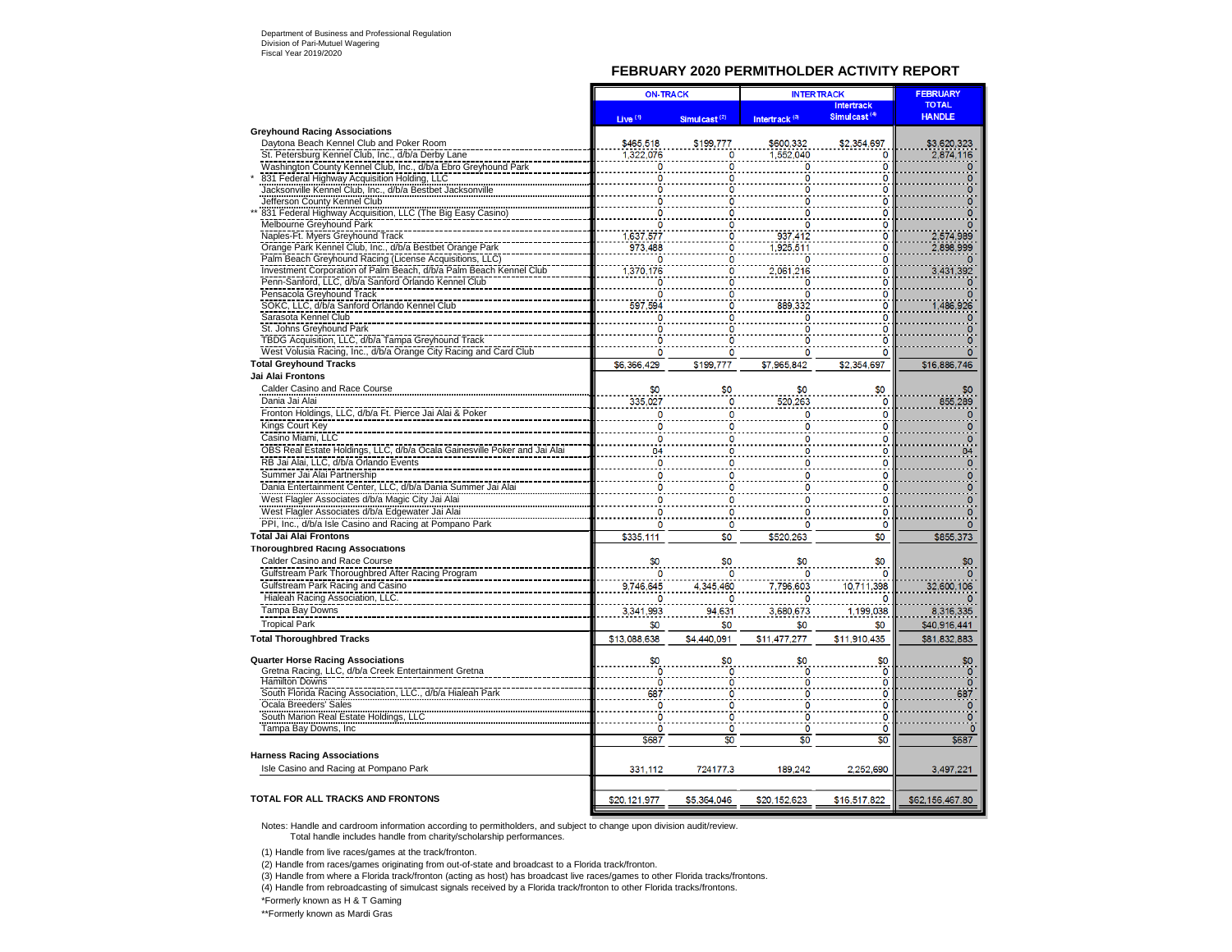Department of Business and Professional Regulation
Division of Pari-Mutuel Wagering
Fiscal Year 2019/2020

## FEBRUARY 2020 PERMITHOLDER ACTIVITY REPORT

| | ON-TRACK | | INTERTRACK | | FEBRUARY |
|---|---|---|---|---|---|
| | Live (1) | Simulcast (2) | Intertrack (3) | Intertrack Simulcast (4) | TOTAL HANDLE |
| **Greyhound Racing Associations** | | | | | |
| Daytona Beach Kennel Club and Poker Room | $465,518 | $199,777 | $600,332 | $2,354,697 | $3,620,323 |
| St. Petersburg Kennel Club, Inc., d/b/a Derby Lane | 1,322,076 | 0 | 1,552,040 | 0 | 2,874,116 |
| Washington County Kennel Club, Inc., d/b/a Ebro Greyhound Park | 0 | 0 | 0 | 0 | 0 |
| * 831 Federal Highway Acquisition Holding, LLC | 0 | 0 | 0 | 0 | 0 |
| Jacksonville Kennel Club, Inc., d/b/a Bestbet Jacksonville | 0 | 0 | 0 | 0 | 0 |
| Jefferson County Kennel Club | 0 | 0 | 0 | 0 | 0 |
| ** 831 Federal Highway Acquisition, LLC (The Big Easy Casino) | 0 | 0 | 0 | 0 | 0 |
| Melbourne Greyhound Park | 0 | 0 | 0 | 0 | 0 |
| Naples-Ft. Myers Greyhound Track | 1,637,577 | 0 | 937,412 | 0 | 2,574,989 |
| Orange Park Kennel Club, Inc., d/b/a Bestbet Orange Park | 973,488 | 0 | 1,925,511 | 0 | 2,898,999 |
| Palm Beach Greyhound Racing (License Acquisitions, LLC) | 0 | 0 | 0 | 0 | 0 |
| Investment Corporation of Palm Beach, d/b/a Palm Beach Kennel Club | 1,370,176 | 0 | 2,061,216 | 0 | 3,431,392 |
| Penn-Sanford, LLC, d/b/a Sanford Orlando Kennel Club | 0 | 0 | 0 | 0 | 0 |
| Pensacola Greyhound Track | 0 | 0 | 0 | 0 | 0 |
| SOKC, LLC, d/b/a Sanford Orlando Kennel Club | 597,594 | 0 | 889,332 | 0 | 1,486,926 |
| Sarasota Kennel Club | 0 | 0 | 0 | 0 | 0 |
| St. Johns Greyhound Park | 0 | 0 | 0 | 0 | 0 |
| TBDG Acquisition, LLC, d/b/a Tampa Greyhound Track | 0 | 0 | 0 | 0 | 0 |
| West Volusia Racing, Inc., d/b/a Orange City Racing and Card Club | 0 | 0 | 0 | 0 | 0 |
| **Total Greyhound Tracks** | $6,366,429 | $199,777 | $7,965,842 | $2,354,697 | $16,886,746 |
| **Jai Alai Frontons** | | | | | |
| Calder Casino and Race Course | $0 | $0 | $0 | $0 | $0 |
| Dania Jai Alai | 335,027 | 0 | 520,263 | 0 | 855,289 |
| Fronton Holdings, LLC, d/b/a Ft. Pierce Jai Alai & Poker | 0 | 0 | 0 | 0 | 0 |
| Kings Court Key | 0 | 0 | 0 | 0 | 0 |
| Casino Miami, LLC | 0 | 0 | 0 | 0 | 0 |
| OBS Real Estate Holdings, LLC, d/b/a Ocala Gainesville Poker and Jai Alai | 84 | 0 | 0 | 0 | 84 |
| RB Jai Alai, LLC, d/b/a Orlando Events | 0 | 0 | 0 | 0 | 0 |
| Summer Jai Alai Partnership | 0 | 0 | 0 | 0 | 0 |
| Dania Entertainment Center, LLC, d/b/a Dania Summer Jai Alai | 0 | 0 | 0 | 0 | 0 |
| West Flagler Associates d/b/a Magic City Jai Alai | 0 | 0 | 0 | 0 | 0 |
| West Flagler Associates d/b/a Edgewater Jai Alai | 0 | 0 | 0 | 0 | 0 |
| PPI, Inc., d/b/a Isle Casino and Racing at Pompano Park | 0 | 0 | 0 | 0 | 0 |
| **Total Jai Alai Frontons** | $335,111 | $0 | $520,263 | $0 | $855,373 |
| **Thoroughbred Racing Associations** | | | | | |
| Calder Casino and Race Course | $0 | $0 | $0 | $0 | $0 |
| Gulfstream Park Thoroughbred After Racing Program | 0 | 0 | 0 | 0 | 0 |
| Gulfstream Park Racing and Casino | 9,746,645 | 4,345,460 | 7,796,603 | 10,711,398 | 32,600,106 |
| Hialeah Racing Association, LLC. | 0 | 0 | 0 | 0 | 0 |
| Tampa Bay Downs | 3,341,993 | 94,631 | 3,680,673 | 1,199,038 | 8,316,335 |
| Tropical Park | $0 | $0 | $0 | $0 | $40,916,441 |
| **Total Thoroughbred Tracks** | $13,088,638 | $4,440,091 | $11,477,277 | $11,910,435 | $81,832,883 |
| **Quarter Horse Racing Associations** | $0 | $0 | $0 | $0 | $0 |
| Gretna Racing, LLC, d/b/a Creek Entertainment Gretna | 0 | 0 | 0 | 0 | 0 |
| Hamilton Downs | 0 | 0 | 0 | 0 | 0 |
| South Florida Racing Association, LLC., d/b/a Hialeah Park | 687 | 0 | 0 | 0 | 687 |
| Ocala Breeders' Sales | 0 | 0 | 0 | 0 | 0 |
| South Marion Real Estate Holdings, LLC | 0 | 0 | 0 | 0 | 0 |
| Tampa Bay Downs, Inc | 0 | 0 | 0 | 0 | 0 |
| | $687 | $0 | $0 | $0 | $687 |
| **Harness Racing Associations** | | | | | |
| Isle Casino and Racing at Pompano Park | 331,112 | 724177.3 | 189,242 | 2,252,690 | 3,497,221 |
| **TOTAL FOR ALL TRACKS AND FRONTONS** | $20,121,977 | $5,364,046 | $20,152,623 | $16,517,822 | $62,156,467.80 |

Notes: Handle and cardroom information according to permitholders, and subject to change upon division audit/review.
Total handle includes handle from charity/scholarship performances.

(1) Handle from live races/games at the track/fronton.

(2) Handle from races/games originating from out-of-state and broadcast to a Florida track/fronton.

(3) Handle from where a Florida track/fronton (acting as host) has broadcast live races/games to other Florida tracks/frontons.

(4) Handle from rebroadcasting of simulcast signals received by a Florida track/fronton to other Florida tracks/frontons.

*Formerly known as H & T Gaming

**Formerly known as Mardi Gras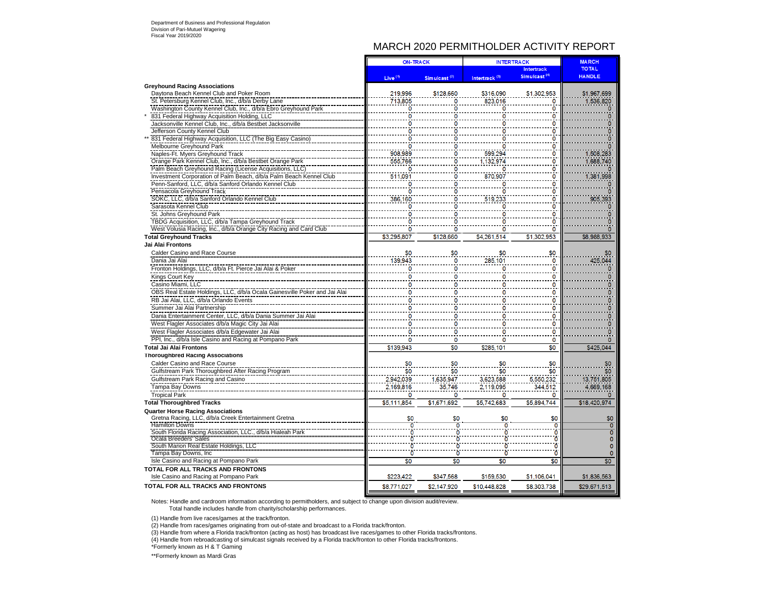Department of Business and Professional Regulation
Division of Pari-Mutuel Wagering
Fiscal Year 2019/2020

# MARCH 2020 PERMITHOLDER ACTIVITY REPORT

| | ON-TRACK | | INTERTRACK | | MARCH |
|---|---|---|---|---|---|
| | Live [1] | Simulcast [2] | Intertrack [3] | Intertrack Simulcast [4] | TOTAL HANDLE |
| **Greyhound Racing Associations** | | | | | |
| Daytona Beach Kennel Club and Poker Room | 219,996 | $128,660 | $316,090 | $1,302,953 | $1,967,699 |
| St. Petersburg Kennel Club, Inc., d/b/a Derby Lane | 713,805 | 0 | 823,016 | 0 | 1,536,820 |
| Washington County Kennel Club, Inc., d/b/a Ebro Greyhound Park | 0 | 0 | 0 | 0 | 0 |
| * 831 Federal Highway Acquisition Holding, LLC | 0 | 0 | 0 | 0 | 0 |
| Jacksonville Kennel Club, Inc., d/b/a Bestbet Jacksonville | 0 | 0 | 0 | 0 | 0 |
| Jefferson County Kennel Club | 0 | 0 | 0 | 0 | 0 |
| ** 831 Federal Highway Acquisition, LLC (The Big Easy Casino) | 0 | 0 | 0 | 0 | 0 |
| Melbourne Greyhound Park | 0 | 0 | 0 | 0 | 0 |
| Naples-Ft. Myers Greyhound Track | 908,989 | 0 | 599,294 | 0 | 1,508,283 |
| Orange Park Kennel Club, Inc., d/b/a Bestbet Orange Park | 555,766 | 0 | 1,132,974 | 0 | 1,688,740 |
| Palm Beach Greyhound Racing (License Acquisitions, LLC) | 0 | 0 | 0 | 0 | 0 |
| Investment Corporation of Palm Beach, d/b/a Palm Beach Kennel Club | 511,091 | 0 | 870,907 | 0 | 1,381,998 |
| Penn-Sanford, LLC, d/b/a Sanford Orlando Kennel Club | 0 | 0 | 0 | 0 | 0 |
| Pensacola Greyhound Track | 0 | 0 | 0 | 0 | 0 |
| SOKC, LLC, d/b/a Sanford Orlando Kennel Club | 386,160 | 0 | 519,233 | 0 | 905,393 |
| Sarasota Kennel Club | 0 | 0 | 0 | 0 | 0 |
| St. Johns Greyhound Park | 0 | 0 | 0 | 0 | 0 |
| TBDG Acquisition, LLC, d/b/a Tampa Greyhound Track | 0 | 0 | 0 | 0 | 0 |
| West Volusia Racing, Inc., d/b/a Orange City Racing and Card Club | 0 | 0 | 0 | 0 | 0 |
| **Total Greyhound Tracks** | $3,295,807 | $128,660 | $4,261,514 | $1,302,953 | $8,988,933 |
| **Jai Alai Frontons** | | | | | |
| Calder Casino and Race Course | $0 | $0 | $0 | $0 | $0 |
| Dania Jai Alai | 139,943 | 0 | 285,101 | 0 | 425,044 |
| Fronton Holdings, LLC, d/b/a Ft. Pierce Jai Alai & Poker | 0 | 0 | 0 | 0 | 0 |
| Kings Court Key | 0 | 0 | 0 | 0 | 0 |
| Casino Miami, LLC | 0 | 0 | 0 | 0 | 0 |
| OBS Real Estate Holdings, LLC, d/b/a Ocala Gainesville Poker and Jai Alai | 0 | 0 | 0 | 0 | 0 |
| RB Jai Alai, LLC, d/b/a Orlando Events | 0 | 0 | 0 | 0 | 0 |
| Summer Jai Alai Partnership | 0 | 0 | 0 | 0 | 0 |
| Dania Entertainment Center, LLC, d/b/a Dania Summer Jai Alai | 0 | 0 | 0 | 0 | 0 |
| West Flagler Associates d/b/a Magic City Jai Alai | 0 | 0 | 0 | 0 | 0 |
| West Flagler Associates d/b/a Edgewater Jai Alai | 0 | 0 | 0 | 0 | 0 |
| PPI, Inc., d/b/a Isle Casino and Racing at Pompano Park | 0 | 0 | 0 | 0 | 0 |
| **Total Jai Alai Frontons** | $139,943 | $0 | $285,101 | $0 | $425,044 |
| **Thoroughbred Racing Associations** | | | | | |
| Calder Casino and Race Course | $0 | $0 | $0 | $0 | $0 |
| Gulfstream Park Thoroughbred After Racing Program | $0 | $0 | $0 | $0 | $0 |
| Gulfstream Park Racing and Casino | 2,942,039 | 1,635,947 | 3,623,588 | 5,550,232 | 13,751,805 |
| Tampa Bay Downs | 2,169,816 | 35,746 | 2,119,095 | 344,512 | 4,669,168 |
| Tropical Park | 0 | 0 | 0 | 0 | 0 |
| **Total Thoroughbred Tracks** | $5,111,854 | $1,671,692 | $5,742,683 | $5,894,744 | $18,420,974 |
| **Quarter Horse Racing Associations** | | | | | |
| Gretna Racing, LLC, d/b/a Creek Entertainment Gretna | $0 | $0 | $0 | $0 | $0 |
| Hamilton Downs | 0 | 0 | 0 | 0 | 0 |
| South Florida Racing Association, LLC., d/b/a Hialeah Park | 0 | 0 | 0 | 0 | 0 |
| Ocala Breeders' Sales | 0 | 0 | 0 | 0 | 0 |
| South Marion Real Estate Holdings, LLC | 0 | 0 | 0 | 0 | 0 |
| Tampa Bay Downs, Inc | 0 | 0 | 0 | 0 | 0 |
| Isle Casino and Racing at Pompano Park | $0 | $0 | $0 | $0 | $0 |
| **TOTAL FOR ALL TRACKS AND FRONTONS** | | | | | |
| Isle Casino and Racing at Pompano Park | $223,422 | $347,568 | $159,530 | $1,106,041 | $1,836,563 |
| **TOTAL FOR ALL TRACKS AND FRONTONS** | $8,771,027 | $2,147,920 | $10,448,828 | $8,303,738 | $29,671,513 |

Notes: Handle and cardroom information according to permitholders, and subject to change upon division audit/review.
Total handle includes handle from charity/scholarship performances.

(1) Handle from live races/games at the track/fronton.

(2) Handle from races/games originating from out-of-state and broadcast to a Florida track/fronton.

(3) Handle from where a Florida track/fronton (acting as host) has broadcast live races/games to other Florida tracks/frontons.

(4) Handle from rebroadcasting of simulcast signals received by a Florida track/fronton to other Florida tracks/frontons.

*Formerly known as H & T Gaming

**Formerly known as Mardi Gras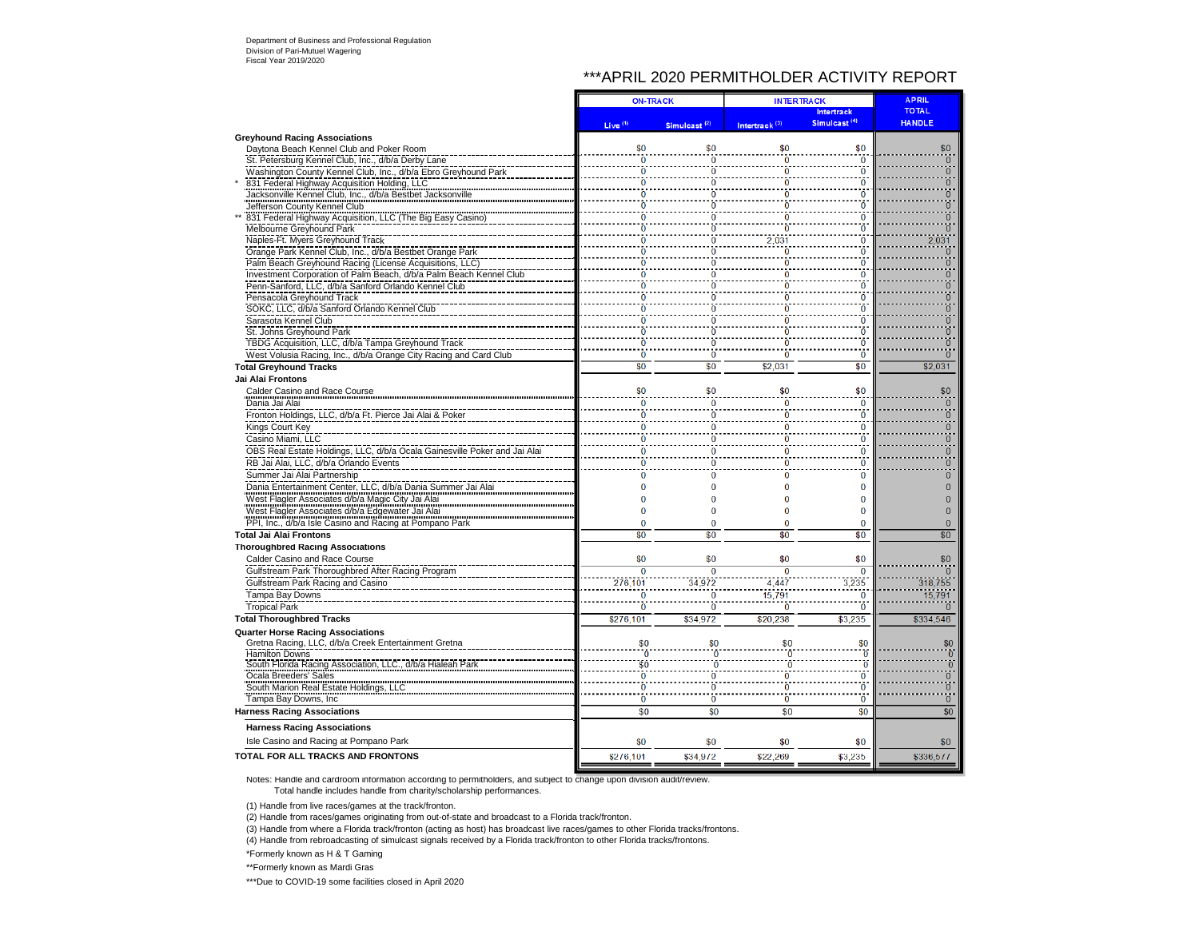Department of Business and Professional Regulation
Division of Pari-Mutuel Wagering
Fiscal Year 2019/2020

# ***APRIL 2020 PERMITHOLDER ACTIVITY REPORT

| | ON-TRACK | | INTERTRACK | | APRIL TOTAL HANDLE |
|---|---|---|---|---|---|
| | Live (1) | Simulcast (2) | Intertrack (3) | Intertrack Simulcast (4) | |
| **Greyhound Racing Associations** | | | | | |
| Daytona Beach Kennel Club and Poker Room | $0 | $0 | $0 | $0 | $0 |
| St. Petersburg Kennel Club, Inc., d/b/a Derby Lane | 0 | 0 | 0 | 0 | 0 |
| Washington County Kennel Club, Inc., d/b/a Ebro Greyhound Park | 0 | 0 | 0 | 0 | 0 |
| * 831 Federal Highway Acquisition Holding, LLC | 0 | 0 | 0 | 0 | 0 |
| Jacksonville Kennel Club, Inc., d/b/a Bestbet Jacksonville | 0 | 0 | 0 | 0 | 0 |
| Jefferson County Kennel Club | 0 | 0 | 0 | 0 | 0 |
| ** 831 Federal Highway Acquisition, LLC (The Big Easy Casino) | 0 | 0 | 0 | 0 | 0 |
| Melbourne Greyhound Park | 0 | 0 | 0 | 0 | 0 |
| Naples-Ft. Myers Greyhound Track | 0 | 0 | 2,031 | 0 | 2,031 |
| Orange Park Kennel Club, Inc., d/b/a Bestbet Orange Park | 0 | 0 | 0 | 0 | 0 |
| Palm Beach Greyhound Racing (License Acquisitions, LLC) | 0 | 0 | 0 | 0 | 0 |
| Investment Corporation of Palm Beach, d/b/a Palm Beach Kennel Club | 0 | 0 | 0 | 0 | 0 |
| Penn-Sanford, LLC, d/b/a Sanford Orlando Kennel Club | 0 | 0 | 0 | 0 | 0 |
| Pensacola Greyhound Track | 0 | 0 | 0 | 0 | 0 |
| SOKC, LLC, d/b/a Sanford Orlando Kennel Club | 0 | 0 | 0 | 0 | 0 |
| Sarasota Kennel Club | 0 | 0 | 0 | 0 | 0 |
| St. Johns Greyhound Park | 0 | 0 | 0 | 0 | 0 |
| TBDG Acquisition, LLC, d/b/a Tampa Greyhound Track | 0 | 0 | 0 | 0 | 0 |
| West Volusia Racing, Inc., d/b/a Orange City Racing and Card Club | 0 | 0 | 0 | 0 | 0 |
| **Total Greyhound Tracks** | $0 | $0 | $2,031 | $0 | $2,031 |
| **Jai Alai Frontons** | | | | | |
| Calder Casino and Race Course | $0 | $0 | $0 | $0 | $0 |
| Dania Jai Alai | 0 | 0 | 0 | 0 | 0 |
| Fronton Holdings, LLC, d/b/a Ft. Pierce Jai Alai & Poker | 0 | 0 | 0 | 0 | 0 |
| Kings Court Key | 0 | 0 | 0 | 0 | 0 |
| Casino Miami, LLC | 0 | 0 | 0 | 0 | 0 |
| OBS Real Estate Holdings, LLC, d/b/a Ocala Gainesville Poker and Jai Alai | 0 | 0 | 0 | 0 | 0 |
| RB Jai Alai, LLC, d/b/a Orlando Events | 0 | 0 | 0 | 0 | 0 |
| Summer Jai Alai Partnership | 0 | 0 | 0 | 0 | 0 |
| Dania Entertainment Center, LLC, d/b/a Dania Summer Jai Alai | 0 | 0 | 0 | 0 | 0 |
| West Flagler Associates d/b/a Magic City Jai Alai | 0 | 0 | 0 | 0 | 0 |
| West Flagler Associates d/b/a Edgewater Jai Alai | 0 | 0 | 0 | 0 | 0 |
| PPI, Inc., d/b/a Isle Casino and Racing at Pompano Park | 0 | 0 | 0 | 0 | 0 |
| **Total Jai Alai Frontons** | $0 | $0 | $0 | $0 | $0 |
| **Thoroughbred Racing Associations** | | | | | |
| Calder Casino and Race Course | $0 | $0 | $0 | $0 | $0 |
| Gulfstream Park Thoroughbred After Racing Program | 0 | 0 | 0 | 0 | 0 |
| Gulfstream Park Racing and Casino | 276,101 | 34,972 | 4,447 | 3,235 | 318,755 |
| Tampa Bay Downs | 0 | 0 | 15,791 | 0 | 15,791 |
| Tropical Park | 0 | 0 | 0 | 0 | 0 |
| **Total Thoroughbred Tracks** | $276,101 | $34,972 | $20,238 | $3,235 | $334,546 |
| **Quarter Horse Racing Associations** | | | | | |
| Gretna Racing, LLC, d/b/a Creek Entertainment Gretna | $0 | $0 | $0 | $0 | $0 |
| Hamilton Downs | 0 | 0 | 0 | 0 | 0 |
| South Florida Racing Association, LLC., d/b/a Hialeah Park | $0 | 0 | 0 | 0 | 0 |
| Ocala Breeders' Sales | 0 | 0 | 0 | 0 | 0 |
| South Marion Real Estate Holdings, LLC | 0 | 0 | 0 | 0 | 0 |
| Tampa Bay Downs, Inc | 0 | 0 | 0 | 0 | 0 |
| **Harness Racing Associations** | $0 | $0 | $0 | $0 | $0 |
| **Harness Racing Associations** | | | | | |
| Isle Casino and Racing at Pompano Park | $0 | $0 | $0 | $0 | $0 |
| **TOTAL FOR ALL TRACKS AND FRONTONS** | $276,101 | $34,972 | $22,269 | $3,235 | $336,577 |

Notes: Handle and cardroom information according to permitholders, and subject to change upon division audit/review.
Total handle includes handle from charity/scholarship performances.

(1) Handle from live races/games at the track/fronton.

(2) Handle from races/games originating from out-of-state and broadcast to a Florida track/fronton.

(3) Handle from where a Florida track/fronton (acting as host) has broadcast live races/games to other Florida tracks/frontons.

(4) Handle from rebroadcasting of simulcast signals received by a Florida track/fronton to other Florida tracks/frontons.

*Formerly known as H & T Gaming

**Formerly known as Mardi Gras

***Due to COVID-19 some facilities closed in April 2020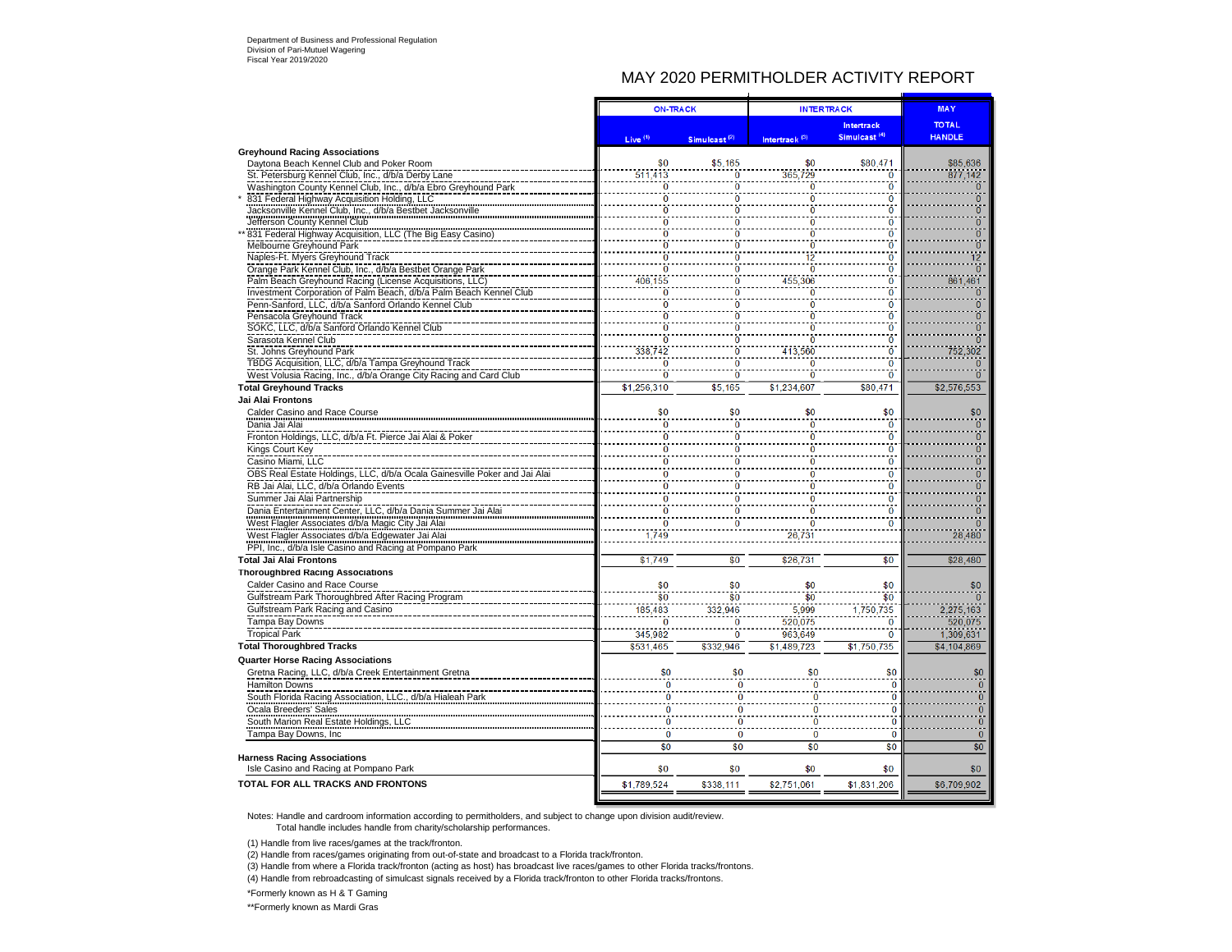Department of Business and Professional Regulation
Division of Pari-Mutuel Wagering
Fiscal Year 2019/2020

# MAY 2020 PERMITHOLDER ACTIVITY REPORT

| | ON-TRACK | | INTERTRACK | | MAY |
|---|---|---|---|---|---|
| | Live [1] | Simulcast [2] | Intertrack [3] | Intertrack Simulcast [4] | TOTAL HANDLE |
| **Greyhound Racing Associations** | | | | | |
| Daytona Beach Kennel Club and Poker Room | $0 | $5,165 | $0 | $80,471 | $85,636 |
| St. Petersburg Kennel Club, Inc., d/b/a Derby Lane | 511,413 | 0 | 365,729 | 0 | 877,142 |
| Washington County Kennel Club, Inc., d/b/a Ebro Greyhound Park | 0 | 0 | 0 | 0 | 0 |
| * 831 Federal Highway Acquisition Holding, LLC | 0 | 0 | 0 | 0 | 0 |
| Jacksonville Kennel Club, Inc., d/b/a Bestbet Jacksonville | 0 | 0 | 0 | 0 | 0 |
| Jefferson County Kennel Club | 0 | 0 | 0 | 0 | 0 |
| ** 831 Federal Highway Acquisition, LLC (The Big Easy Casino) | 0 | 0 | 0 | 0 | 0 |
| Melbourne Greyhound Park | 0 | 0 | 0 | 0 | 0 |
| Naples-Ft. Myers Greyhound Track | 0 | 0 | 12 | 0 | 12 |
| Orange Park Kennel Club, Inc., d/b/a Bestbet Orange Park | 0 | 0 | 0 | 0 | 0 |
| Palm Beach Greyhound Racing (License Acquisitions, LLC) | 406,155 | 0 | 455,306 | 0 | 861,461 |
| Investment Corporation of Palm Beach, d/b/a Palm Beach Kennel Club | 0 | 0 | 0 | 0 | 0 |
| Penn-Sanford, LLC, d/b/a Sanford Orlando Kennel Club | 0 | 0 | 0 | 0 | 0 |
| Pensacola Greyhound Track | 0 | 0 | 0 | 0 | 0 |
| SOKC, LLC, d/b/a Sanford Orlando Kennel Club | 0 | 0 | 0 | 0 | 0 |
| Sarasota Kennel Club | 0 | 0 | 0 | 0 | 0 |
| St. Johns Greyhound Park | 338,742 | 0 | 413,560 | 0 | 752,302 |
| TBDG Acquisition, LLC, d/b/a Tampa Greyhound Track | 0 | 0 | 0 | 0 | 0 |
| West Volusia Racing, Inc., d/b/a Orange City Racing and Card Club | 0 | 0 | 0 | 0 | 0 |
| **Total Greyhound Tracks** | $1,256,310 | $5,165 | $1,234,607 | $80,471 | $2,576,553 |
| **Jai Alai Frontons** | | | | | |
| Calder Casino and Race Course | $0 | $0 | $0 | $0 | $0 |
| Dania Jai Alai | 0 | 0 | 0 | 0 | 0 |
| Fronton Holdings, LLC, d/b/a Ft. Pierce Jai Alai & Poker | 0 | 0 | 0 | 0 | 0 |
| Kings Court Key | 0 | 0 | 0 | 0 | 0 |
| Casino Miami, LLC | 0 | 0 | 0 | 0 | 0 |
| OBS Real Estate Holdings, LLC, d/b/a Ocala Gainesville Poker and Jai Alai | 0 | 0 | 0 | 0 | 0 |
| RB Jai Alai, LLC, d/b/a Orlando Events | 0 | 0 | 0 | 0 | 0 |
| Summer Jai Alai Partnership | 0 | 0 | 0 | 0 | 0 |
| Dania Entertainment Center, LLC, d/b/a Dania Summer Jai Alai | 0 | 0 | 0 | 0 | 0 |
| West Flagler Associates d/b/a Magic City Jai Alai | 0 | 0 | 0 | 0 | 0 |
| West Flagler Associates d/b/a Edgewater Jai Alai | 1,749 | | 26,731 | | 28,480 |
| PPI, Inc., d/b/a Isle Casino and Racing at Pompano Park | | | | | |
| **Total Jai Alai Frontons** | $1,749 | $0 | $26,731 | $0 | $28,480 |
| **Thoroughbred Racing Associations** | | | | | |
| Calder Casino and Race Course | $0 | $0 | $0 | $0 | $0 |
| Gulfstream Park Thoroughbred After Racing Program | $0 | $0 | $0 | $0 | 0 |
| Gulfstream Park Racing and Casino | 185,483 | 332,946 | 5,999 | 1,750,735 | 2,275,163 |
| Tampa Bay Downs | 0 | 0 | 520,075 | 0 | 520,075 |
| Tropical Park | 345,982 | 0 | 963,649 | 0 | 1,309,631 |
| **Total Thoroughbred Tracks** | $531,465 | $332,946 | $1,489,723 | $1,750,735 | $4,104,869 |
| **Quarter Horse Racing Associations** | | | | | |
| Gretna Racing, LLC, d/b/a Creek Entertainment Gretna | $0 | $0 | $0 | $0 | $0 |
| Hamilton Downs | 0 | 0 | 0 | 0 | 0 |
| South Florida Racing Association, LLC., d/b/a Hialeah Park | 0 | 0 | 0 | 0 | 0 |
| Ocala Breeders' Sales | 0 | 0 | 0 | 0 | 0 |
| South Marion Real Estate Holdings, LLC | 0 | 0 | 0 | 0 | 0 |
| Tampa Bay Downs, Inc | 0 | 0 | 0 | 0 | 0 |
| | $0 | $0 | $0 | $0 | $0 |
| **Harness Racing Associations** | | | | | |
| Isle Casino and Racing at Pompano Park | $0 | $0 | $0 | $0 | $0 |
| **TOTAL FOR ALL TRACKS AND FRONTONS** | $1,789,524 | $338,111 | $2,751,061 | $1,831,206 | $6,709,902 |

Notes: Handle and cardroom information according to permitholders, and subject to change upon division audit/review.
Total handle includes handle from charity/scholarship performances.

(1) Handle from live races/games at the track/fronton.

(2) Handle from races/games originating from out-of-state and broadcast to a Florida track/fronton.

(3) Handle from where a Florida track/fronton (acting as host) has broadcast live races/games to other Florida tracks/frontons.

(4) Handle from rebroadcasting of simulcast signals received by a Florida track/fronton to other Florida tracks/frontons.

*Formerly known as H & T Gaming

**Formerly known as Mardi Gras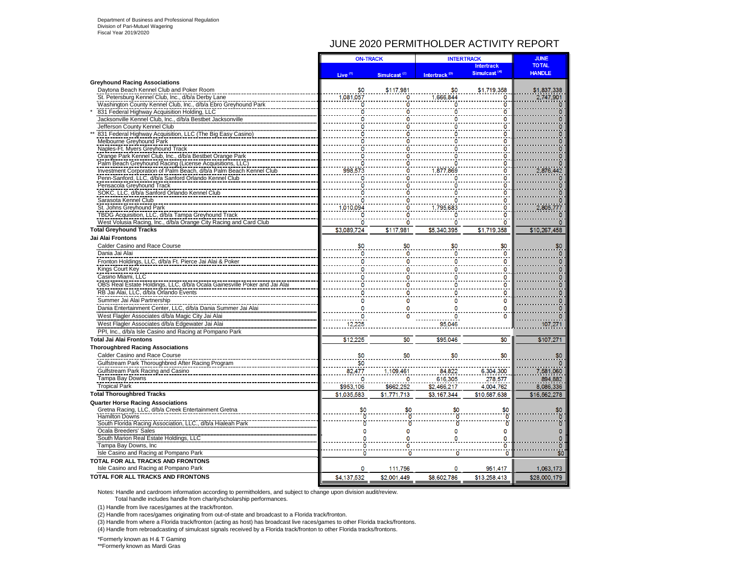Department of Business and Professional Regulation
Division of Pari-Mutuel Wagering
Fiscal Year 2019/2020

# JUNE 2020 PERMITHOLDER ACTIVITY REPORT

| | ON-TRACK | | INTERTRACK | | JUNE TOTAL HANDLE |
|---|---|---|---|---|---|
| | Live (1) | Simulcast (2) | Intertrack (3) | Intertrack Simulcast (4) | |
| **Greyhound Racing Associations** | | | | | |
| Daytona Beach Kennel Club and Poker Room | $0 | $117,981 | $0 | $1,719,358 | $1,837,338 |
| St. Petersburg Kennel Club, Inc., d/b/a Derby Lane | 1,081,057 | 0 | 1,666,844 | 0 | 2,747,901 |
| Washington County Kennel Club, Inc., d/b/a Ebro Greyhound Park | 0 | 0 | 0 | 0 | 0 |
| * 831 Federal Highway Acquisition Holding, LLC | 0 | 0 | 0 | 0 | 0 |
| Jacksonville Kennel Club, Inc., d/b/a Bestbet Jacksonville | 0 | 0 | 0 | 0 | 0 |
| Jefferson County Kennel Club | 0 | 0 | 0 | 0 | 0 |
| ** 831 Federal Highway Acquisition, LLC (The Big Easy Casino) | 0 | 0 | 0 | 0 | 0 |
| Melbourne Greyhound Park | 0 | 0 | 0 | 0 | 0 |
| Naples-Ft. Myers Greyhound Track | 0 | 0 | 0 | 0 | 0 |
| Orange Park Kennel Club, Inc., d/b/a Bestbet Orange Park | 0 | 0 | 0 | 0 | 0 |
| Palm Beach Greyhound Racing (License Acquisitions, LLC) | 0 | 0 | 0 | 0 | 0 |
| Investment Corporation of Palm Beach, d/b/a Palm Beach Kennel Club | 998,573 | 0 | 1,877,869 | 0 | 2,876,442 |
| Penn-Sanford, LLC, d/b/a Sanford Orlando Kennel Club | 0 | 0 | 0 | 0 | 0 |
| Pensacola Greyhound Track | 0 | 0 | 0 | 0 | 0 |
| SOKC, LLC, d/b/a Sanford Orlando Kennel Club | 0 | 0 | 0 | 0 | 0 |
| Sarasota Kennel Club | 0 | 0 | 0 | 0 | 0 |
| St. Johns Greyhound Park | 1,010,094 | 0 | 1,795,683 | 0 | 2,805,777 |
| TBDG Acquisition, LLC, d/b/a Tampa Greyhound Track | 0 | 0 | 0 | 0 | 0 |
| West Volusia Racing, Inc., d/b/a Orange City Racing and Card Club | 0 | 0 | 0 | 0 | 0 |
| **Total Greyhound Tracks** | $3,089,724 | $117,981 | $5,340,395 | $1,719,358 | $10,267,458 |
| **Jai Alai Frontons** | | | | | |
| Calder Casino and Race Course | $0 | $0 | $0 | $0 | $0 |
| Dania Jai Alai | 0 | 0 | 0 | 0 | 0 |
| Fronton Holdings, LLC, d/b/a Ft. Pierce Jai Alai & Poker | 0 | 0 | 0 | 0 | 0 |
| Kings Court Key | 0 | 0 | 0 | 0 | 0 |
| Casino Miami, LLC | 0 | 0 | 0 | 0 | 0 |
| OBS Real Estate Holdings, LLC, d/b/a Ocala Gainesville Poker and Jai Alai | 0 | 0 | 0 | 0 | 0 |
| RB Jai Alai, LLC, d/b/a Orlando Events | 0 | 0 | 0 | 0 | 0 |
| Summer Jai Alai Partnership | 0 | 0 | 0 | 0 | 0 |
| Dania Entertainment Center, LLC, d/b/a Dania Summer Jai Alai | 0 | 0 | 0 | 0 | 0 |
| West Flagler Associates d/b/a Magic City Jai Alai | 0 | 0 | 0 | 0 | 0 |
| West Flagler Associates d/b/a Edgewater Jai Alai | 12,225 | | 95,046 | | 107,271 |
| PPI, Inc., d/b/a Isle Casino and Racing at Pompano Park | | | | | |
| **Total Jai Alai Frontons** | $12,225 | $0 | $95,046 | $0 | $107,271 |
| **Thoroughbred Racing Associations** | | | | | |
| Calder Casino and Race Course | $0 | $0 | $0 | $0 | $0 |
| Gulfstream Park Thoroughbred After Racing Program | $0 | | | | 0 |
| Gulfstream Park Racing and Casino | 82,477 | 1,109,461 | 84,822 | 6,304,300 | 7,581,060 |
| Tampa Bay Downs | 0 | 0 | 616,305 | 278,577 | 894,882 |
| Tropical Park | $953,106 | $662,252 | $2,466,217 | 4,004,762 | 8,086,336 |
| **Total Thoroughbred Tracks** | $1,035,583 | $1,771,713 | $3,167,344 | $10,587,638 | $16,562,278 |
| **Quarter Horse Racing Associations** | | | | | |
| Gretna Racing, LLC, d/b/a Creek Entertainment Gretna | $0 | $0 | $0 | $0 | $0 |
| Hamilton Downs | 0 | 0 | 0 | 0 | 0 |
| South Florida Racing Association, LLC., d/b/a Hialeah Park | 0 | 0 | 0 | 0 | 0 |
| Ocala Breeders' Sales | 0 | 0 | 0 | 0 | 0 |
| South Marion Real Estate Holdings, LLC | 0 | 0 | 0 | 0 | 0 |
| Tampa Bay Downs, Inc | 0 | 0 | 0 | 0 | 0 |
| Isle Casino and Racing at Pompano Park | 0 | 0 | 0 | 0 | $0 |
| **TOTAL FOR ALL TRACKS AND FRONTONS** | | | | | |
| Isle Casino and Racing at Pompano Park | 0 | 111,756 | 0 | 951,417 | 1,063,173 |
| **TOTAL FOR ALL TRACKS AND FRONTONS** | $4,137,532 | $2,001,449 | $8,602,786 | $13,258,413 | $28,000,179 |

Notes: Handle and cardroom information according to permitholders, and subject to change upon division audit/review.
Total handle includes handle from charity/scholarship performances.

(1) Handle from live races/games at the track/fronton.

(2) Handle from races/games originating from out-of-state and broadcast to a Florida track/fronton.

(3) Handle from where a Florida track/fronton (acting as host) has broadcast live races/games to other Florida tracks/frontons.

(4) Handle from rebroadcasting of simulcast signals received by a Florida track/fronton to other Florida tracks/frontons.

*Formerly known as H & T Gaming

**Formerly known as Mardi Gras